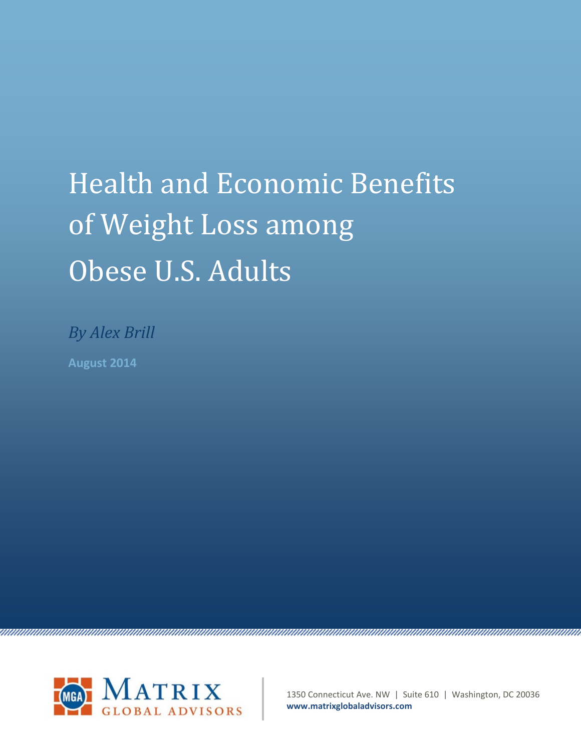# Health and Economic Benefits of Weight Loss among Obese U.S. Adults

*By Alex Brill*

**August 2014**

MATRIX GLOBAL ADVISORS

1350 Connecticut Ave. NW | Suite 610 | Washington, DC 20036
**www.matrixglobaladvisors.com**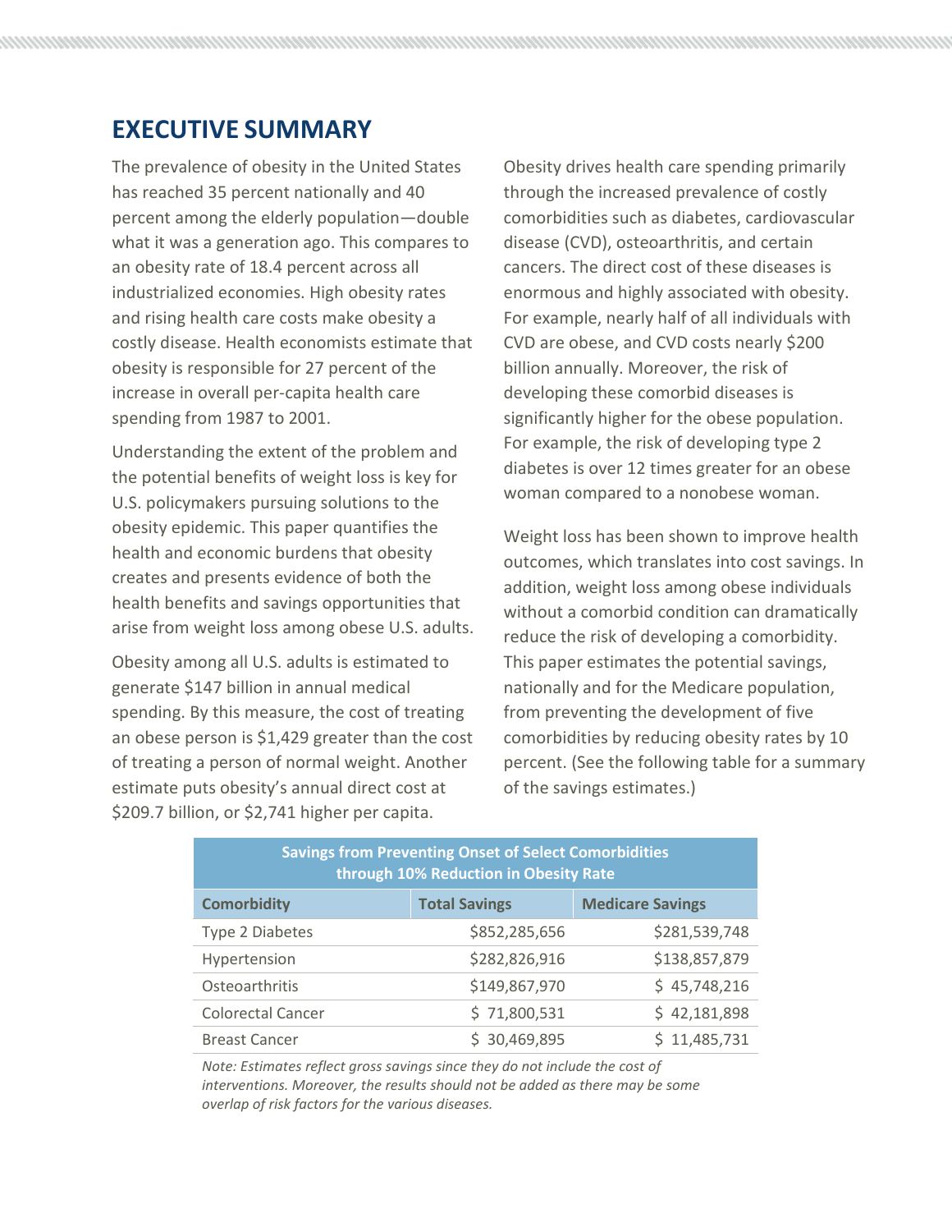# EXECUTIVE SUMMARY

The prevalence of obesity in the United States has reached 35 percent nationally and 40 percent among the elderly population—double what it was a generation ago. This compares to an obesity rate of 18.4 percent across all industrialized economies. High obesity rates and rising health care costs make obesity a costly disease. Health economists estimate that obesity is responsible for 27 percent of the increase in overall per-capita health care spending from 1987 to 2001.

Understanding the extent of the problem and the potential benefits of weight loss is key for U.S. policymakers pursuing solutions to the obesity epidemic. This paper quantifies the health and economic burdens that obesity creates and presents evidence of both the health benefits and savings opportunities that arise from weight loss among obese U.S. adults.

Obesity among all U.S. adults is estimated to generate $147 billion in annual medical spending. By this measure, the cost of treating an obese person is $1,429 greater than the cost of treating a person of normal weight. Another estimate puts obesity's annual direct cost at $209.7 billion, or $2,741 higher per capita.

Obesity drives health care spending primarily through the increased prevalence of costly comorbidities such as diabetes, cardiovascular disease (CVD), osteoarthritis, and certain cancers. The direct cost of these diseases is enormous and highly associated with obesity. For example, nearly half of all individuals with CVD are obese, and CVD costs nearly $200 billion annually. Moreover, the risk of developing these comorbid diseases is significantly higher for the obese population. For example, the risk of developing type 2 diabetes is over 12 times greater for an obese woman compared to a nonobese woman.

Weight loss has been shown to improve health outcomes, which translates into cost savings. In addition, weight loss among obese individuals without a comorbid condition can dramatically reduce the risk of developing a comorbidity. This paper estimates the potential savings, nationally and for the Medicare population, from preventing the development of five comorbidities by reducing obesity rates by 10 percent. (See the following table for a summary of the savings estimates.)

**Savings from Preventing Onset of Select Comorbidities through 10% Reduction in Obesity Rate**

| Comorbidity | Total Savings | Medicare Savings |
|---|---|---|
| Type 2 Diabetes | $852,285,656 | $281,539,748 |
| Hypertension | $282,826,916 | $138,857,879 |
| Osteoarthritis | $149,867,970 | $ 45,748,216 |
| Colorectal Cancer | $ 71,800,531 | $ 42,181,898 |
| Breast Cancer | $ 30,469,895 | $ 11,485,731 |

*Note: Estimates reflect gross savings since they do not include the cost of interventions. Moreover, the results should not be added as there may be some overlap of risk factors for the various diseases.*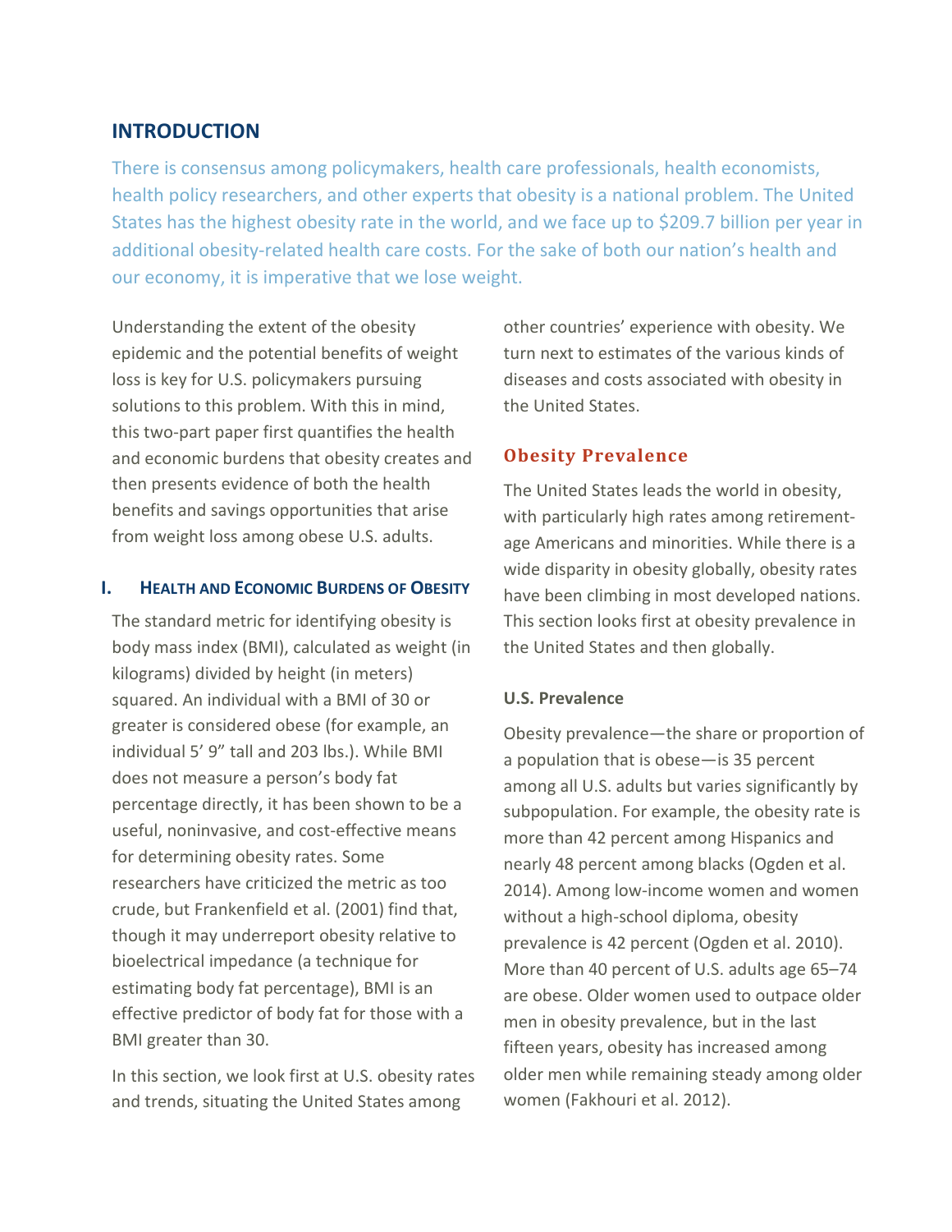# INTRODUCTION

There is consensus among policymakers, health care professionals, health economists, health policy researchers, and other experts that obesity is a national problem. The United States has the highest obesity rate in the world, and we face up to $209.7 billion per year in additional obesity-related health care costs. For the sake of both our nation's health and our economy, it is imperative that we lose weight.

Understanding the extent of the obesity epidemic and the potential benefits of weight loss is key for U.S. policymakers pursuing solutions to this problem. With this in mind, this two-part paper first quantifies the health and economic burdens that obesity creates and then presents evidence of both the health benefits and savings opportunities that arise from weight loss among obese U.S. adults.

## I. Health and Economic Burdens of Obesity

The standard metric for identifying obesity is body mass index (BMI), calculated as weight (in kilograms) divided by height (in meters) squared. An individual with a BMI of 30 or greater is considered obese (for example, an individual 5' 9" tall and 203 lbs.). While BMI does not measure a person's body fat percentage directly, it has been shown to be a useful, noninvasive, and cost-effective means for determining obesity rates. Some researchers have criticized the metric as too crude, but Frankenfield et al. (2001) find that, though it may underreport obesity relative to bioelectrical impedance (a technique for estimating body fat percentage), BMI is an effective predictor of body fat for those with a BMI greater than 30.

In this section, we look first at U.S. obesity rates and trends, situating the United States among other countries' experience with obesity. We turn next to estimates of the various kinds of diseases and costs associated with obesity in the United States.

### Obesity Prevalence

The United States leads the world in obesity, with particularly high rates among retirement-age Americans and minorities. While there is a wide disparity in obesity globally, obesity rates have been climbing in most developed nations. This section looks first at obesity prevalence in the United States and then globally.

#### U.S. Prevalence

Obesity prevalence—the share or proportion of a population that is obese—is 35 percent among all U.S. adults but varies significantly by subpopulation. For example, the obesity rate is more than 42 percent among Hispanics and nearly 48 percent among blacks (Ogden et al. 2014). Among low-income women and women without a high-school diploma, obesity prevalence is 42 percent (Ogden et al. 2010). More than 40 percent of U.S. adults age 65–74 are obese. Older women used to outpace older men in obesity prevalence, but in the last fifteen years, obesity has increased among older men while remaining steady among older women (Fakhouri et al. 2012).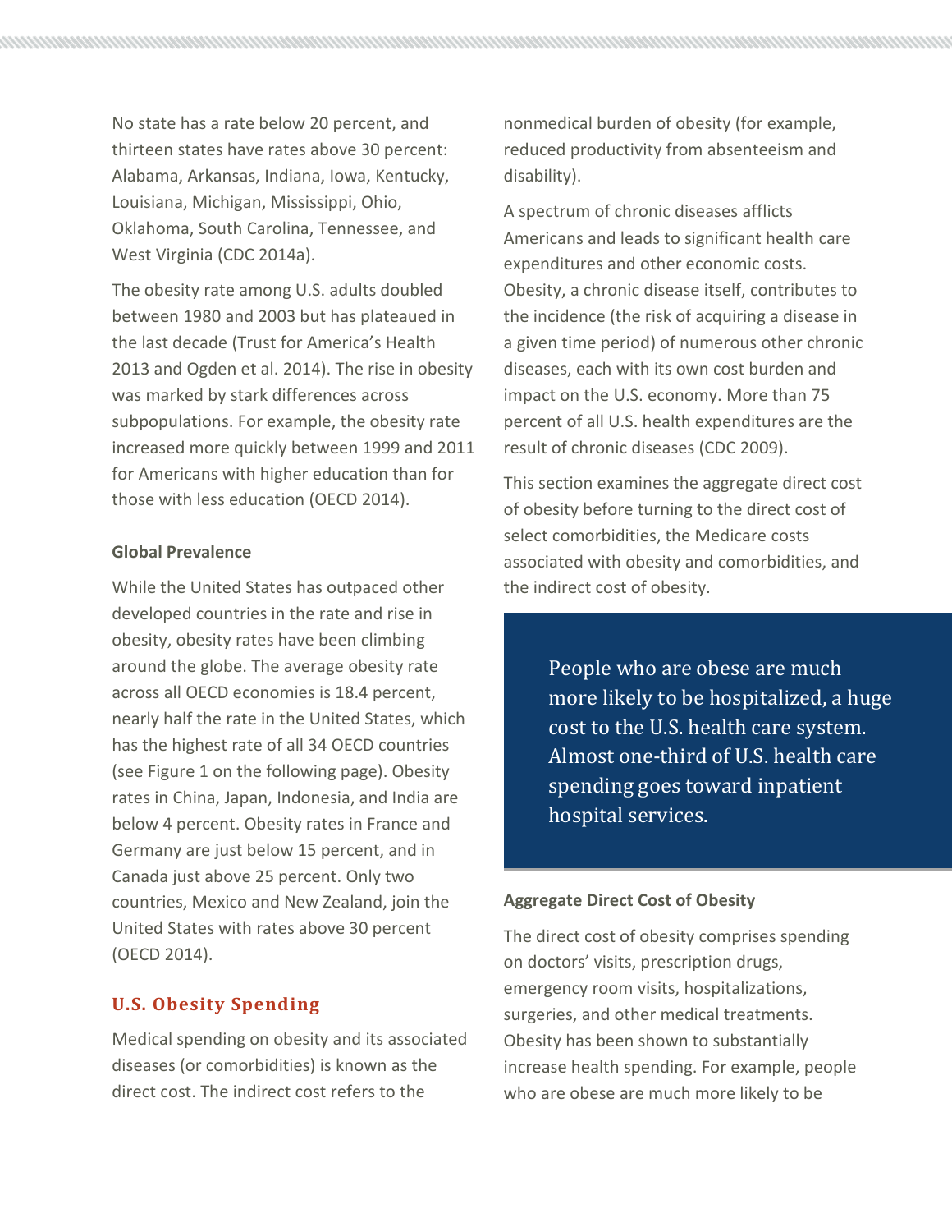No state has a rate below 20 percent, and thirteen states have rates above 30 percent: Alabama, Arkansas, Indiana, Iowa, Kentucky, Louisiana, Michigan, Mississippi, Ohio, Oklahoma, South Carolina, Tennessee, and West Virginia (CDC 2014a).

The obesity rate among U.S. adults doubled between 1980 and 2003 but has plateaued in the last decade (Trust for America's Health 2013 and Ogden et al. 2014). The rise in obesity was marked by stark differences across subpopulations. For example, the obesity rate increased more quickly between 1999 and 2011 for Americans with higher education than for those with less education (OECD 2014).

### Global Prevalence

While the United States has outpaced other developed countries in the rate and rise in obesity, obesity rates have been climbing around the globe. The average obesity rate across all OECD economies is 18.4 percent, nearly half the rate in the United States, which has the highest rate of all 34 OECD countries (see Figure 1 on the following page). Obesity rates in China, Japan, Indonesia, and India are below 4 percent. Obesity rates in France and Germany are just below 15 percent, and in Canada just above 25 percent. Only two countries, Mexico and New Zealand, join the United States with rates above 30 percent (OECD 2014).

## U.S. Obesity Spending

Medical spending on obesity and its associated diseases (or comorbidities) is known as the direct cost. The indirect cost refers to the nonmedical burden of obesity (for example, reduced productivity from absenteeism and disability).

A spectrum of chronic diseases afflicts Americans and leads to significant health care expenditures and other economic costs. Obesity, a chronic disease itself, contributes to the incidence (the risk of acquiring a disease in a given time period) of numerous other chronic diseases, each with its own cost burden and impact on the U.S. economy. More than 75 percent of all U.S. health expenditures are the result of chronic diseases (CDC 2009).

This section examines the aggregate direct cost of obesity before turning to the direct cost of select comorbidities, the Medicare costs associated with obesity and comorbidities, and the indirect cost of obesity.

> People who are obese are much more likely to be hospitalized, a huge cost to the U.S. health care system. Almost one-third of U.S. health care spending goes toward inpatient hospital services.

### Aggregate Direct Cost of Obesity

The direct cost of obesity comprises spending on doctors' visits, prescription drugs, emergency room visits, hospitalizations, surgeries, and other medical treatments. Obesity has been shown to substantially increase health spending. For example, people who are obese are much more likely to be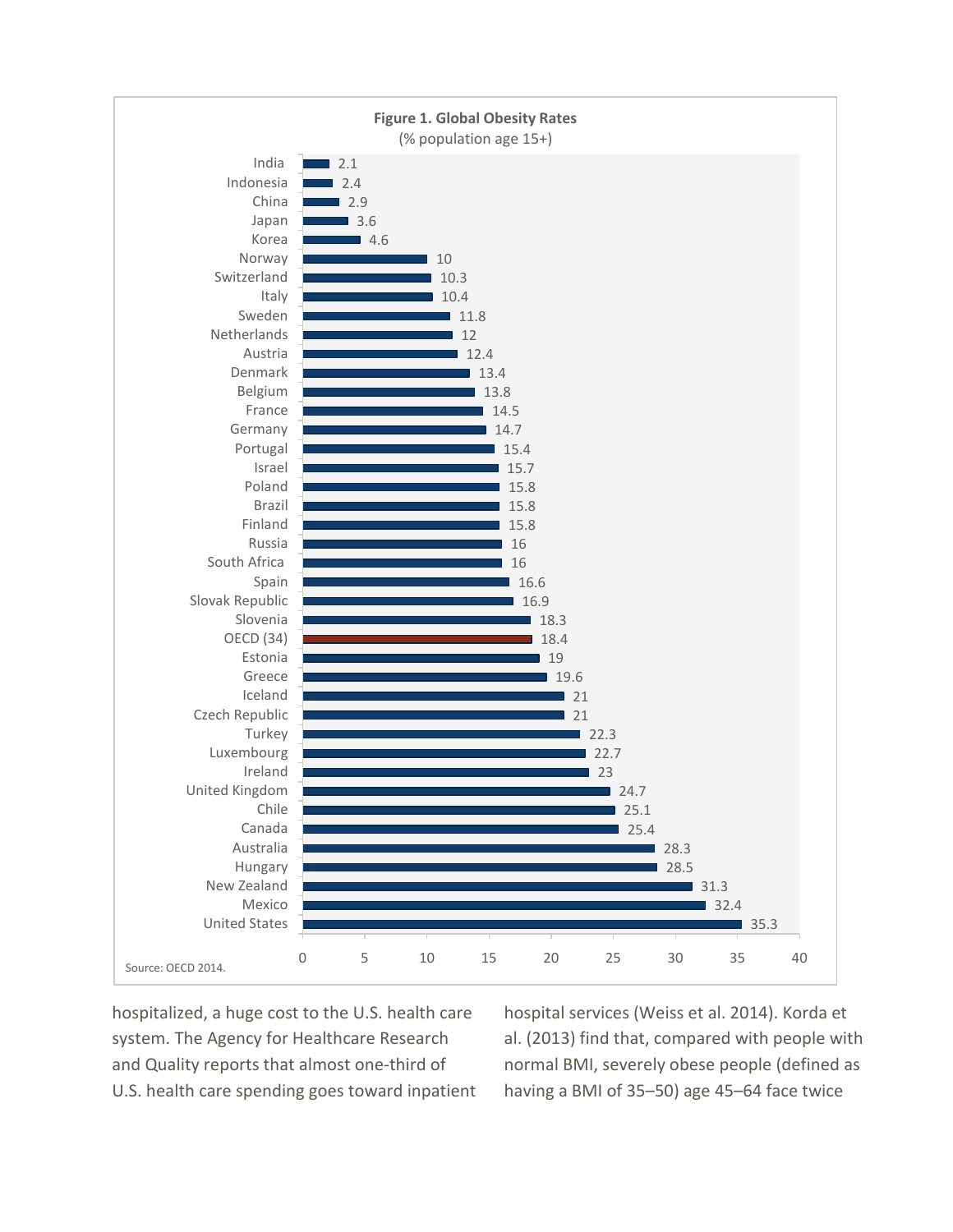**Figure 1. Global Obesity Rates**
(% population age 15+)

| Country | % |
|---|---|
| India | 2.1 |
| Indonesia | 2.4 |
| China | 2.9 |
| Japan | 3.6 |
| Korea | 4.6 |
| Norway | 10 |
| Switzerland | 10.3 |
| Italy | 10.4 |
| Sweden | 11.8 |
| Netherlands | 12 |
| Austria | 12.4 |
| Denmark | 13.4 |
| Belgium | 13.8 |
| France | 14.5 |
| Germany | 14.7 |
| Portugal | 15.4 |
| Israel | 15.7 |
| Poland | 15.8 |
| Brazil | 15.8 |
| Finland | 15.8 |
| Russia | 16 |
| South Africa | 16 |
| Spain | 16.6 |
| Slovak Republic | 16.9 |
| Slovenia | 18.3 |
| OECD (34) | 18.4 |
| Estonia | 19 |
| Greece | 19.6 |
| Iceland | 21 |
| Czech Republic | 21 |
| Turkey | 22.3 |
| Luxembourg | 22.7 |
| Ireland | 23 |
| United Kingdom | 24.7 |
| Chile | 25.1 |
| Canada | 25.4 |
| Australia | 28.3 |
| Hungary | 28.5 |
| New Zealand | 31.3 |
| Mexico | 32.4 |
| United States | 35.3 |

Source: OECD 2014.

hospitalized, a huge cost to the U.S. health care system. The Agency for Healthcare Research and Quality reports that almost one-third of U.S. health care spending goes toward inpatient hospital services (Weiss et al. 2014). Korda et al. (2013) find that, compared with people with normal BMI, severely obese people (defined as having a BMI of 35–50) age 45–64 face twice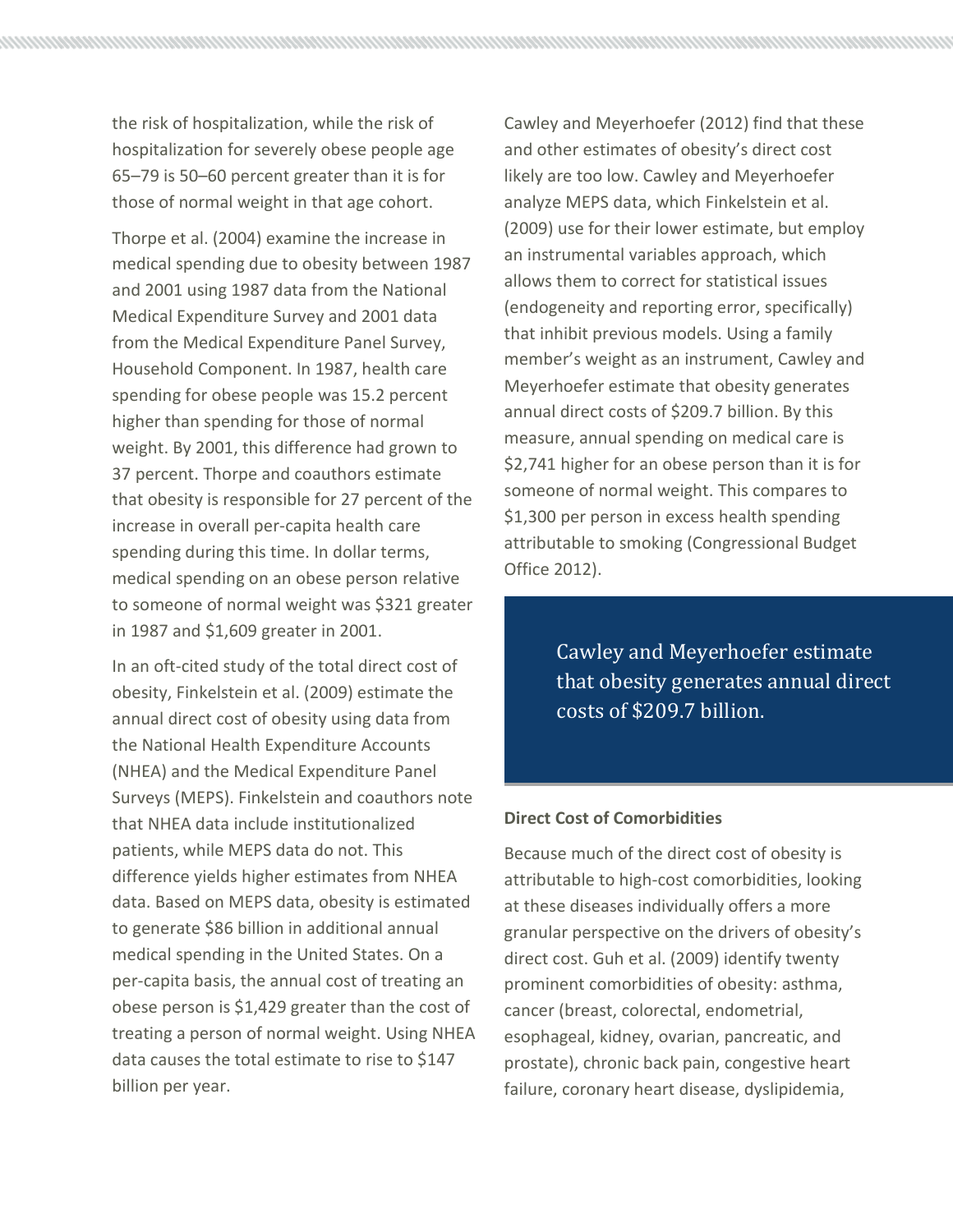the risk of hospitalization, while the risk of hospitalization for severely obese people age 65–79 is 50–60 percent greater than it is for those of normal weight in that age cohort.

Thorpe et al. (2004) examine the increase in medical spending due to obesity between 1987 and 2001 using 1987 data from the National Medical Expenditure Survey and 2001 data from the Medical Expenditure Panel Survey, Household Component. In 1987, health care spending for obese people was 15.2 percent higher than spending for those of normal weight. By 2001, this difference had grown to 37 percent. Thorpe and coauthors estimate that obesity is responsible for 27 percent of the increase in overall per-capita health care spending during this time. In dollar terms, medical spending on an obese person relative to someone of normal weight was $321 greater in 1987 and $1,609 greater in 2001.

In an oft-cited study of the total direct cost of obesity, Finkelstein et al. (2009) estimate the annual direct cost of obesity using data from the National Health Expenditure Accounts (NHEA) and the Medical Expenditure Panel Surveys (MEPS). Finkelstein and coauthors note that NHEA data include institutionalized patients, while MEPS data do not. This difference yields higher estimates from NHEA data. Based on MEPS data, obesity is estimated to generate $86 billion in additional annual medical spending in the United States. On a per-capita basis, the annual cost of treating an obese person is $1,429 greater than the cost of treating a person of normal weight. Using NHEA data causes the total estimate to rise to $147 billion per year.

Cawley and Meyerhoefer (2012) find that these and other estimates of obesity's direct cost likely are too low. Cawley and Meyerhoefer analyze MEPS data, which Finkelstein et al. (2009) use for their lower estimate, but employ an instrumental variables approach, which allows them to correct for statistical issues (endogeneity and reporting error, specifically) that inhibit previous models. Using a family member's weight as an instrument, Cawley and Meyerhoefer estimate that obesity generates annual direct costs of $209.7 billion. By this measure, annual spending on medical care is $2,741 higher for an obese person than it is for someone of normal weight. This compares to $1,300 per person in excess health spending attributable to smoking (Congressional Budget Office 2012).

> Cawley and Meyerhoefer estimate that obesity generates annual direct costs of $209.7 billion.

**Direct Cost of Comorbidities**

Because much of the direct cost of obesity is attributable to high-cost comorbidities, looking at these diseases individually offers a more granular perspective on the drivers of obesity's direct cost. Guh et al. (2009) identify twenty prominent comorbidities of obesity: asthma, cancer (breast, colorectal, endometrial, esophageal, kidney, ovarian, pancreatic, and prostate), chronic back pain, congestive heart failure, coronary heart disease, dyslipidemia,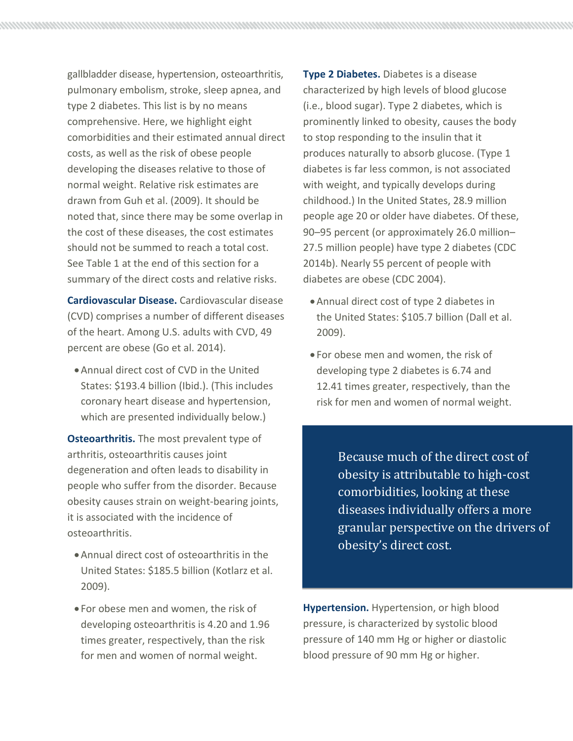gallbladder disease, hypertension, osteoarthritis, pulmonary embolism, stroke, sleep apnea, and type 2 diabetes. This list is by no means comprehensive. Here, we highlight eight comorbidities and their estimated annual direct costs, as well as the risk of obese people developing the diseases relative to those of normal weight. Relative risk estimates are drawn from Guh et al. (2009). It should be noted that, since there may be some overlap in the cost of these diseases, the cost estimates should not be summed to reach a total cost. See Table 1 at the end of this section for a summary of the direct costs and relative risks.

**Cardiovascular Disease.** Cardiovascular disease (CVD) comprises a number of different diseases of the heart. Among U.S. adults with CVD, 49 percent are obese (Go et al. 2014).

- Annual direct cost of CVD in the United States: $193.4 billion (Ibid.). (This includes coronary heart disease and hypertension, which are presented individually below.)

**Osteoarthritis.** The most prevalent type of arthritis, osteoarthritis causes joint degeneration and often leads to disability in people who suffer from the disorder. Because obesity causes strain on weight-bearing joints, it is associated with the incidence of osteoarthritis.

- Annual direct cost of osteoarthritis in the United States: $185.5 billion (Kotlarz et al. 2009).
- For obese men and women, the risk of developing osteoarthritis is 4.20 and 1.96 times greater, respectively, than the risk for men and women of normal weight.

**Type 2 Diabetes.** Diabetes is a disease characterized by high levels of blood glucose (i.e., blood sugar). Type 2 diabetes, which is prominently linked to obesity, causes the body to stop responding to the insulin that it produces naturally to absorb glucose. (Type 1 diabetes is far less common, is not associated with weight, and typically develops during childhood.) In the United States, 28.9 million people age 20 or older have diabetes. Of these, 90–95 percent (or approximately 26.0 million–27.5 million people) have type 2 diabetes (CDC 2014b). Nearly 55 percent of people with diabetes are obese (CDC 2004).

- Annual direct cost of type 2 diabetes in the United States: $105.7 billion (Dall et al. 2009).
- For obese men and women, the risk of developing type 2 diabetes is 6.74 and 12.41 times greater, respectively, than the risk for men and women of normal weight.

> Because much of the direct cost of obesity is attributable to high-cost comorbidities, looking at these diseases individually offers a more granular perspective on the drivers of obesity's direct cost.

**Hypertension.** Hypertension, or high blood pressure, is characterized by systolic blood pressure of 140 mm Hg or higher or diastolic blood pressure of 90 mm Hg or higher.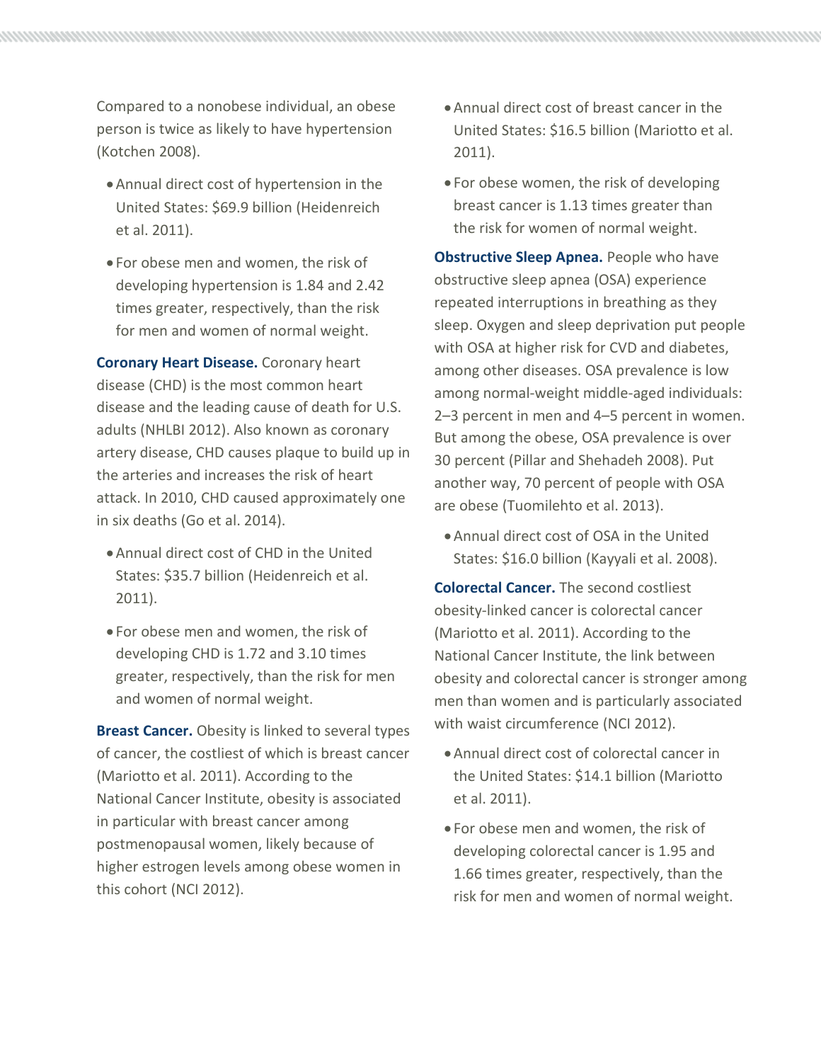Compared to a nonobese individual, an obese person is twice as likely to have hypertension (Kotchen 2008).

- Annual direct cost of hypertension in the United States: $69.9 billion (Heidenreich et al. 2011).
- For obese men and women, the risk of developing hypertension is 1.84 and 2.42 times greater, respectively, than the risk for men and women of normal weight.

**Coronary Heart Disease.** Coronary heart disease (CHD) is the most common heart disease and the leading cause of death for U.S. adults (NHLBI 2012). Also known as coronary artery disease, CHD causes plaque to build up in the arteries and increases the risk of heart attack. In 2010, CHD caused approximately one in six deaths (Go et al. 2014).

- Annual direct cost of CHD in the United States: $35.7 billion (Heidenreich et al. 2011).
- For obese men and women, the risk of developing CHD is 1.72 and 3.10 times greater, respectively, than the risk for men and women of normal weight.

**Breast Cancer.** Obesity is linked to several types of cancer, the costliest of which is breast cancer (Mariotto et al. 2011). According to the National Cancer Institute, obesity is associated in particular with breast cancer among postmenopausal women, likely because of higher estrogen levels among obese women in this cohort (NCI 2012).

- Annual direct cost of breast cancer in the United States: $16.5 billion (Mariotto et al. 2011).
- For obese women, the risk of developing breast cancer is 1.13 times greater than the risk for women of normal weight.

**Obstructive Sleep Apnea.** People who have obstructive sleep apnea (OSA) experience repeated interruptions in breathing as they sleep. Oxygen and sleep deprivation put people with OSA at higher risk for CVD and diabetes, among other diseases. OSA prevalence is low among normal-weight middle-aged individuals: 2–3 percent in men and 4–5 percent in women. But among the obese, OSA prevalence is over 30 percent (Pillar and Shehadeh 2008). Put another way, 70 percent of people with OSA are obese (Tuomilehto et al. 2013).

- Annual direct cost of OSA in the United States: $16.0 billion (Kayyali et al. 2008).

**Colorectal Cancer.** The second costliest obesity-linked cancer is colorectal cancer (Mariotto et al. 2011). According to the National Cancer Institute, the link between obesity and colorectal cancer is stronger among men than women and is particularly associated with waist circumference (NCI 2012).

- Annual direct cost of colorectal cancer in the United States: $14.1 billion (Mariotto et al. 2011).
- For obese men and women, the risk of developing colorectal cancer is 1.95 and 1.66 times greater, respectively, than the risk for men and women of normal weight.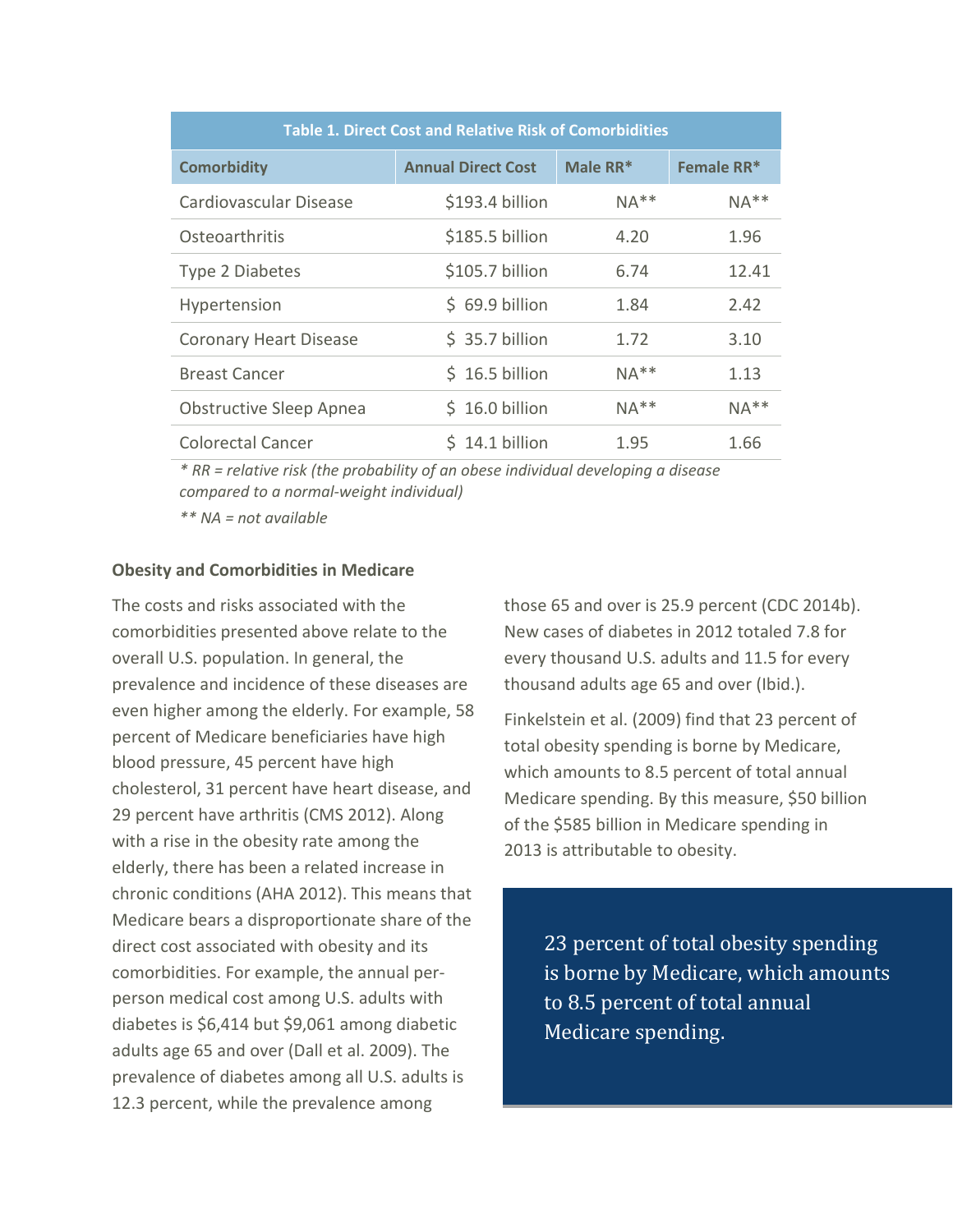**Table 1. Direct Cost and Relative Risk of Comorbidities**

| Comorbidity | Annual Direct Cost | Male RR* | Female RR* |
| --- | --- | --- | --- |
| Cardiovascular Disease | $193.4 billion | NA** | NA** |
| Osteoarthritis | $185.5 billion | 4.20 | 1.96 |
| Type 2 Diabetes | $105.7 billion | 6.74 | 12.41 |
| Hypertension | $ 69.9 billion | 1.84 | 2.42 |
| Coronary Heart Disease | $ 35.7 billion | 1.72 | 3.10 |
| Breast Cancer | $ 16.5 billion | NA** | 1.13 |
| Obstructive Sleep Apnea | $ 16.0 billion | NA** | NA** |
| Colorectal Cancer | $ 14.1 billion | 1.95 | 1.66 |

*\* RR = relative risk (the probability of an obese individual developing a disease compared to a normal-weight individual)*

*\*\* NA = not available*

### Obesity and Comorbidities in Medicare

The costs and risks associated with the comorbidities presented above relate to the overall U.S. population. In general, the prevalence and incidence of these diseases are even higher among the elderly. For example, 58 percent of Medicare beneficiaries have high blood pressure, 45 percent have high cholesterol, 31 percent have heart disease, and 29 percent have arthritis (CMS 2012). Along with a rise in the obesity rate among the elderly, there has been a related increase in chronic conditions (AHA 2012). This means that Medicare bears a disproportionate share of the direct cost associated with obesity and its comorbidities. For example, the annual per-person medical cost among U.S. adults with diabetes is $6,414 but $9,061 among diabetic adults age 65 and over (Dall et al. 2009). The prevalence of diabetes among all U.S. adults is 12.3 percent, while the prevalence among those 65 and over is 25.9 percent (CDC 2014b). New cases of diabetes in 2012 totaled 7.8 for every thousand U.S. adults and 11.5 for every thousand adults age 65 and over (Ibid.).

Finkelstein et al. (2009) find that 23 percent of total obesity spending is borne by Medicare, which amounts to 8.5 percent of total annual Medicare spending. By this measure, $50 billion of the $585 billion in Medicare spending in 2013 is attributable to obesity.

> 23 percent of total obesity spending is borne by Medicare, which amounts to 8.5 percent of total annual Medicare spending.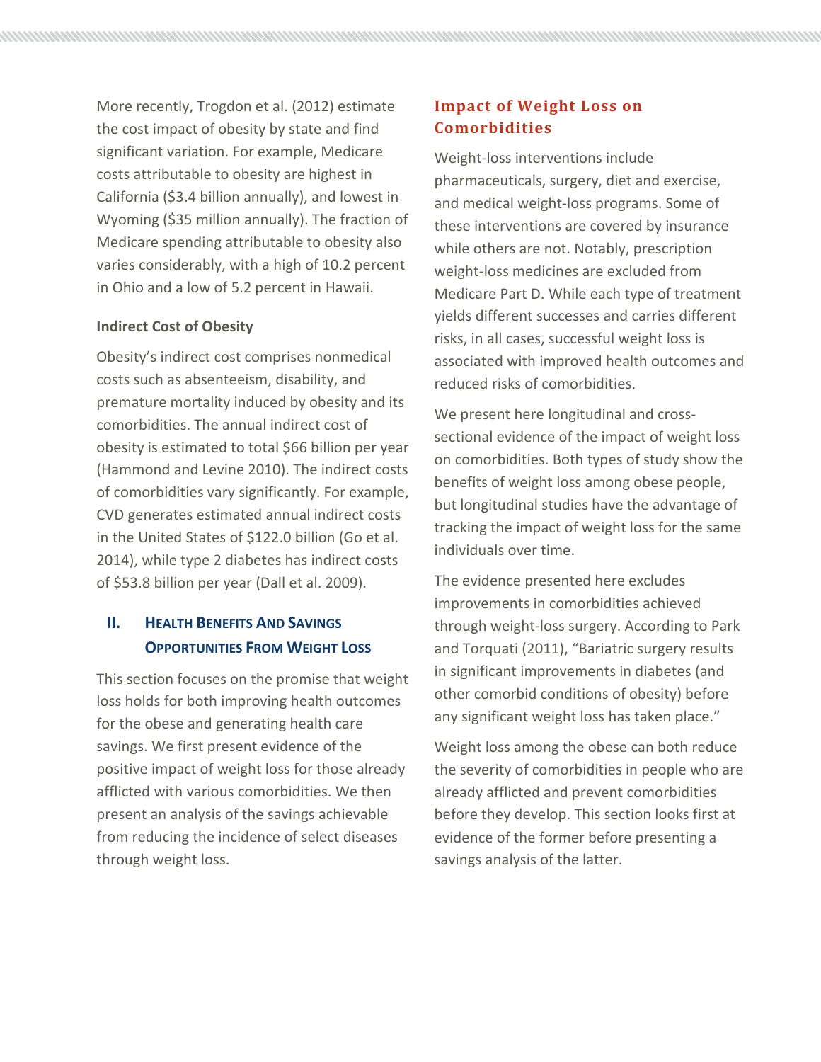More recently, Trogdon et al. (2012) estimate the cost impact of obesity by state and find significant variation. For example, Medicare costs attributable to obesity are highest in California ($3.4 billion annually), and lowest in Wyoming ($35 million annually). The fraction of Medicare spending attributable to obesity also varies considerably, with a high of 10.2 percent in Ohio and a low of 5.2 percent in Hawaii.

#### Indirect Cost of Obesity

Obesity's indirect cost comprises nonmedical costs such as absenteeism, disability, and premature mortality induced by obesity and its comorbidities. The annual indirect cost of obesity is estimated to total $66 billion per year (Hammond and Levine 2010). The indirect costs of comorbidities vary significantly. For example, CVD generates estimated annual indirect costs in the United States of $122.0 billion (Go et al. 2014), while type 2 diabetes has indirect costs of $53.8 billion per year (Dall et al. 2009).

## II. Health Benefits And Savings Opportunities From Weight Loss

This section focuses on the promise that weight loss holds for both improving health outcomes for the obese and generating health care savings. We first present evidence of the positive impact of weight loss for those already afflicted with various comorbidities. We then present an analysis of the savings achievable from reducing the incidence of select diseases through weight loss.

### Impact of Weight Loss on Comorbidities

Weight-loss interventions include pharmaceuticals, surgery, diet and exercise, and medical weight-loss programs. Some of these interventions are covered by insurance while others are not. Notably, prescription weight-loss medicines are excluded from Medicare Part D. While each type of treatment yields different successes and carries different risks, in all cases, successful weight loss is associated with improved health outcomes and reduced risks of comorbidities.

We present here longitudinal and cross-sectional evidence of the impact of weight loss on comorbidities. Both types of study show the benefits of weight loss among obese people, but longitudinal studies have the advantage of tracking the impact of weight loss for the same individuals over time.

The evidence presented here excludes improvements in comorbidities achieved through weight-loss surgery. According to Park and Torquati (2011), "Bariatric surgery results in significant improvements in diabetes (and other comorbid conditions of obesity) before any significant weight loss has taken place."

Weight loss among the obese can both reduce the severity of comorbidities in people who are already afflicted and prevent comorbidities before they develop. This section looks first at evidence of the former before presenting a savings analysis of the latter.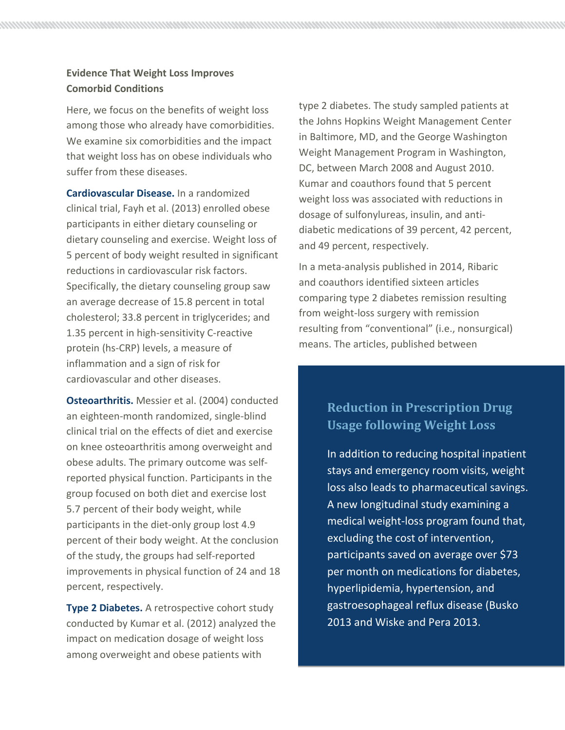### Evidence That Weight Loss Improves Comorbid Conditions

Here, we focus on the benefits of weight loss among those who already have comorbidities. We examine six comorbidities and the impact that weight loss has on obese individuals who suffer from these diseases.

**Cardiovascular Disease.** In a randomized clinical trial, Fayh et al. (2013) enrolled obese participants in either dietary counseling or dietary counseling and exercise. Weight loss of 5 percent of body weight resulted in significant reductions in cardiovascular risk factors. Specifically, the dietary counseling group saw an average decrease of 15.8 percent in total cholesterol; 33.8 percent in triglycerides; and 1.35 percent in high-sensitivity C-reactive protein (hs-CRP) levels, a measure of inflammation and a sign of risk for cardiovascular and other diseases.

**Osteoarthritis.** Messier et al. (2004) conducted an eighteen-month randomized, single-blind clinical trial on the effects of diet and exercise on knee osteoarthritis among overweight and obese adults. The primary outcome was self-reported physical function. Participants in the group focused on both diet and exercise lost 5.7 percent of their body weight, while participants in the diet-only group lost 4.9 percent of their body weight. At the conclusion of the study, the groups had self-reported improvements in physical function of 24 and 18 percent, respectively.

**Type 2 Diabetes.** A retrospective cohort study conducted by Kumar et al. (2012) analyzed the impact on medication dosage of weight loss among overweight and obese patients with type 2 diabetes. The study sampled patients at the Johns Hopkins Weight Management Center in Baltimore, MD, and the George Washington Weight Management Program in Washington, DC, between March 2008 and August 2010. Kumar and coauthors found that 5 percent weight loss was associated with reductions in dosage of sulfonylureas, insulin, and anti-diabetic medications of 39 percent, 42 percent, and 49 percent, respectively.

In a meta-analysis published in 2014, Ribaric and coauthors identified sixteen articles comparing type 2 diabetes remission resulting from weight-loss surgery with remission resulting from "conventional" (i.e., nonsurgical) means. The articles, published between

> **Reduction in Prescription Drug Usage following Weight Loss**
>
> In addition to reducing hospital inpatient stays and emergency room visits, weight loss also leads to pharmaceutical savings. A new longitudinal study examining a medical weight-loss program found that, excluding the cost of intervention, participants saved on average over $73 per month on medications for diabetes, hyperlipidemia, hypertension, and gastroesophageal reflux disease (Busko 2013 and Wiske and Pera 2013.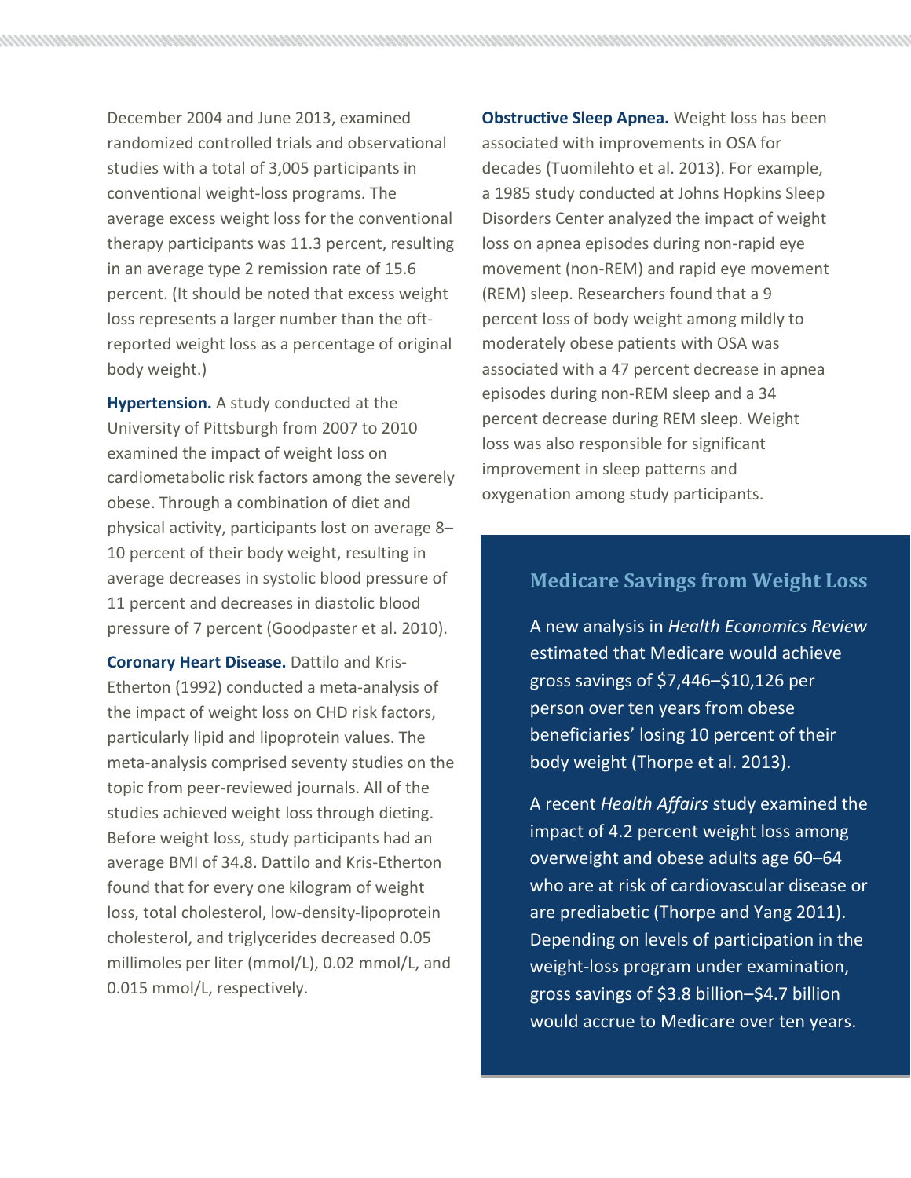December 2004 and June 2013, examined randomized controlled trials and observational studies with a total of 3,005 participants in conventional weight-loss programs. The average excess weight loss for the conventional therapy participants was 11.3 percent, resulting in an average type 2 remission rate of 15.6 percent. (It should be noted that excess weight loss represents a larger number than the oft-reported weight loss as a percentage of original body weight.)

**Hypertension.** A study conducted at the University of Pittsburgh from 2007 to 2010 examined the impact of weight loss on cardiometabolic risk factors among the severely obese. Through a combination of diet and physical activity, participants lost on average 8–10 percent of their body weight, resulting in average decreases in systolic blood pressure of 11 percent and decreases in diastolic blood pressure of 7 percent (Goodpaster et al. 2010).

**Coronary Heart Disease.** Dattilo and Kris-Etherton (1992) conducted a meta-analysis of the impact of weight loss on CHD risk factors, particularly lipid and lipoprotein values. The meta-analysis comprised seventy studies on the topic from peer-reviewed journals. All of the studies achieved weight loss through dieting. Before weight loss, study participants had an average BMI of 34.8. Dattilo and Kris-Etherton found that for every one kilogram of weight loss, total cholesterol, low-density-lipoprotein cholesterol, and triglycerides decreased 0.05 millimoles per liter (mmol/L), 0.02 mmol/L, and 0.015 mmol/L, respectively.

**Obstructive Sleep Apnea.** Weight loss has been associated with improvements in OSA for decades (Tuomilehto et al. 2013). For example, a 1985 study conducted at Johns Hopkins Sleep Disorders Center analyzed the impact of weight loss on apnea episodes during non-rapid eye movement (non-REM) and rapid eye movement (REM) sleep. Researchers found that a 9 percent loss of body weight among mildly to moderately obese patients with OSA was associated with a 47 percent decrease in apnea episodes during non-REM sleep and a 34 percent decrease during REM sleep. Weight loss was also responsible for significant improvement in sleep patterns and oxygenation among study participants.

### Medicare Savings from Weight Loss

A new analysis in *Health Economics Review* estimated that Medicare would achieve gross savings of $7,446–$10,126 per person over ten years from obese beneficiaries' losing 10 percent of their body weight (Thorpe et al. 2013).

A recent *Health Affairs* study examined the impact of 4.2 percent weight loss among overweight and obese adults age 60–64 who are at risk of cardiovascular disease or are prediabetic (Thorpe and Yang 2011). Depending on levels of participation in the weight-loss program under examination, gross savings of $3.8 billion–$4.7 billion would accrue to Medicare over ten years.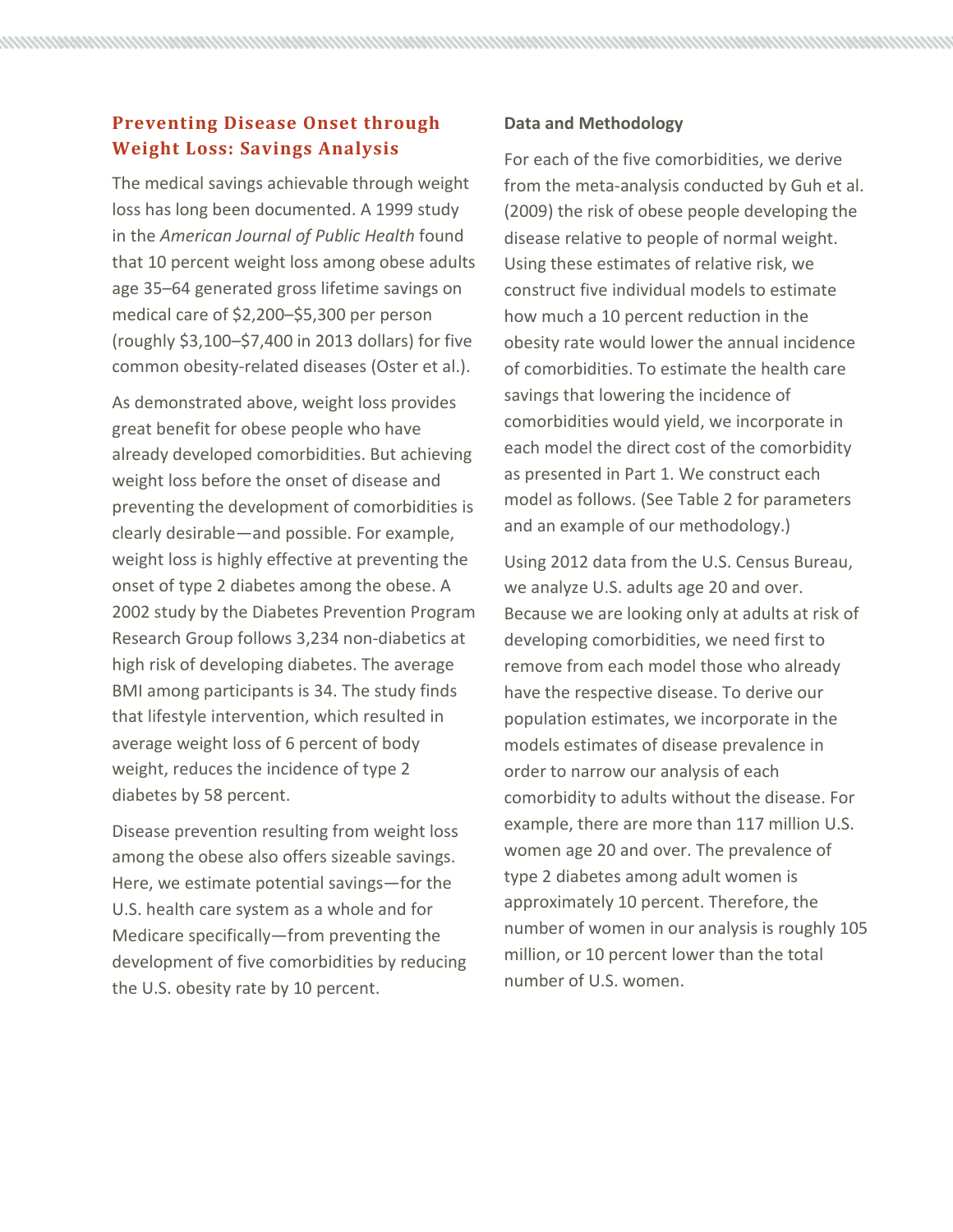## Preventing Disease Onset through Weight Loss: Savings Analysis

The medical savings achievable through weight loss has long been documented. A 1999 study in the *American Journal of Public Health* found that 10 percent weight loss among obese adults age 35–64 generated gross lifetime savings on medical care of $2,200–$5,300 per person (roughly $3,100–$7,400 in 2013 dollars) for five common obesity-related diseases (Oster et al.).

As demonstrated above, weight loss provides great benefit for obese people who have already developed comorbidities. But achieving weight loss before the onset of disease and preventing the development of comorbidities is clearly desirable—and possible. For example, weight loss is highly effective at preventing the onset of type 2 diabetes among the obese. A 2002 study by the Diabetes Prevention Program Research Group follows 3,234 non-diabetics at high risk of developing diabetes. The average BMI among participants is 34. The study finds that lifestyle intervention, which resulted in average weight loss of 6 percent of body weight, reduces the incidence of type 2 diabetes by 58 percent.

Disease prevention resulting from weight loss among the obese also offers sizeable savings. Here, we estimate potential savings—for the U.S. health care system as a whole and for Medicare specifically—from preventing the development of five comorbidities by reducing the U.S. obesity rate by 10 percent.

**Data and Methodology**

For each of the five comorbidities, we derive from the meta-analysis conducted by Guh et al. (2009) the risk of obese people developing the disease relative to people of normal weight. Using these estimates of relative risk, we construct five individual models to estimate how much a 10 percent reduction in the obesity rate would lower the annual incidence of comorbidities. To estimate the health care savings that lowering the incidence of comorbidities would yield, we incorporate in each model the direct cost of the comorbidity as presented in Part 1. We construct each model as follows. (See Table 2 for parameters and an example of our methodology.)

Using 2012 data from the U.S. Census Bureau, we analyze U.S. adults age 20 and over. Because we are looking only at adults at risk of developing comorbidities, we need first to remove from each model those who already have the respective disease. To derive our population estimates, we incorporate in the models estimates of disease prevalence in order to narrow our analysis of each comorbidity to adults without the disease. For example, there are more than 117 million U.S. women age 20 and over. The prevalence of type 2 diabetes among adult women is approximately 10 percent. Therefore, the number of women in our analysis is roughly 105 million, or 10 percent lower than the total number of U.S. women.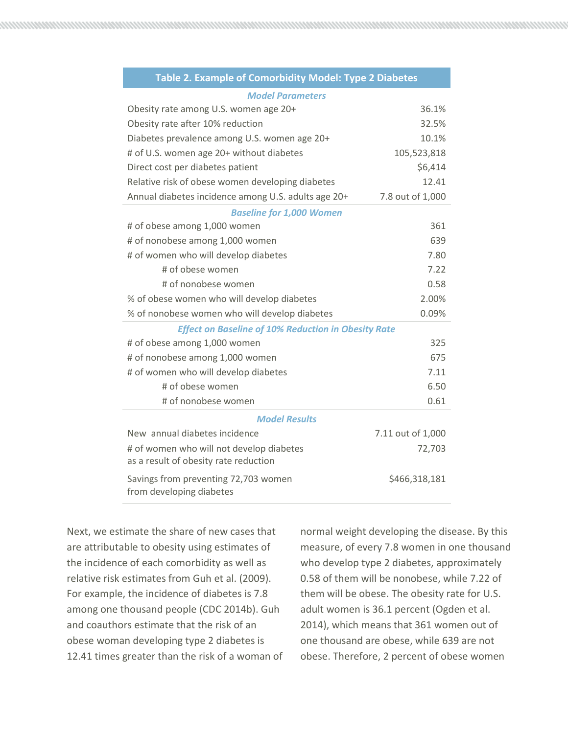**Table 2. Example of Comorbidity Model: Type 2 Diabetes**

| | |
|---|---|
| ***Model Parameters*** | |
| Obesity rate among U.S. women age 20+ | 36.1% |
| Obesity rate after 10% reduction | 32.5% |
| Diabetes prevalence among U.S. women age 20+ | 10.1% |
| # of U.S. women age 20+ without diabetes | 105,523,818 |
| Direct cost per diabetes patient | $6,414 |
| Relative risk of obese women developing diabetes | 12.41 |
| Annual diabetes incidence among U.S. adults age 20+ | 7.8 out of 1,000 |
| ***Baseline for 1,000 Women*** | |
| # of obese among 1,000 women | 361 |
| # of nonobese among 1,000 women | 639 |
| # of women who will develop diabetes | 7.80 |
| # of obese women | 7.22 |
| # of nonobese women | 0.58 |
| % of obese women who will develop diabetes | 2.00% |
| % of nonobese women who will develop diabetes | 0.09% |
| ***Effect on Baseline of 10% Reduction in Obesity Rate*** | |
| # of obese among 1,000 women | 325 |
| # of nonobese among 1,000 women | 675 |
| # of women who will develop diabetes | 7.11 |
| # of obese women | 6.50 |
| # of nonobese women | 0.61 |
| ***Model Results*** | |
| New annual diabetes incidence | 7.11 out of 1,000 |
| # of women who will not develop diabetes as a result of obesity rate reduction | 72,703 |
| Savings from preventing 72,703 women from developing diabetes | $466,318,181 |

Next, we estimate the share of new cases that are attributable to obesity using estimates of the incidence of each comorbidity as well as relative risk estimates from Guh et al. (2009). For example, the incidence of diabetes is 7.8 among one thousand people (CDC 2014b). Guh and coauthors estimate that the risk of an obese woman developing type 2 diabetes is 12.41 times greater than the risk of a woman of normal weight developing the disease. By this measure, of every 7.8 women in one thousand who develop type 2 diabetes, approximately 0.58 of them will be nonobese, while 7.22 of them will be obese. The obesity rate for U.S. adult women is 36.1 percent (Ogden et al. 2014), which means that 361 women out of one thousand are obese, while 639 are not obese. Therefore, 2 percent of obese women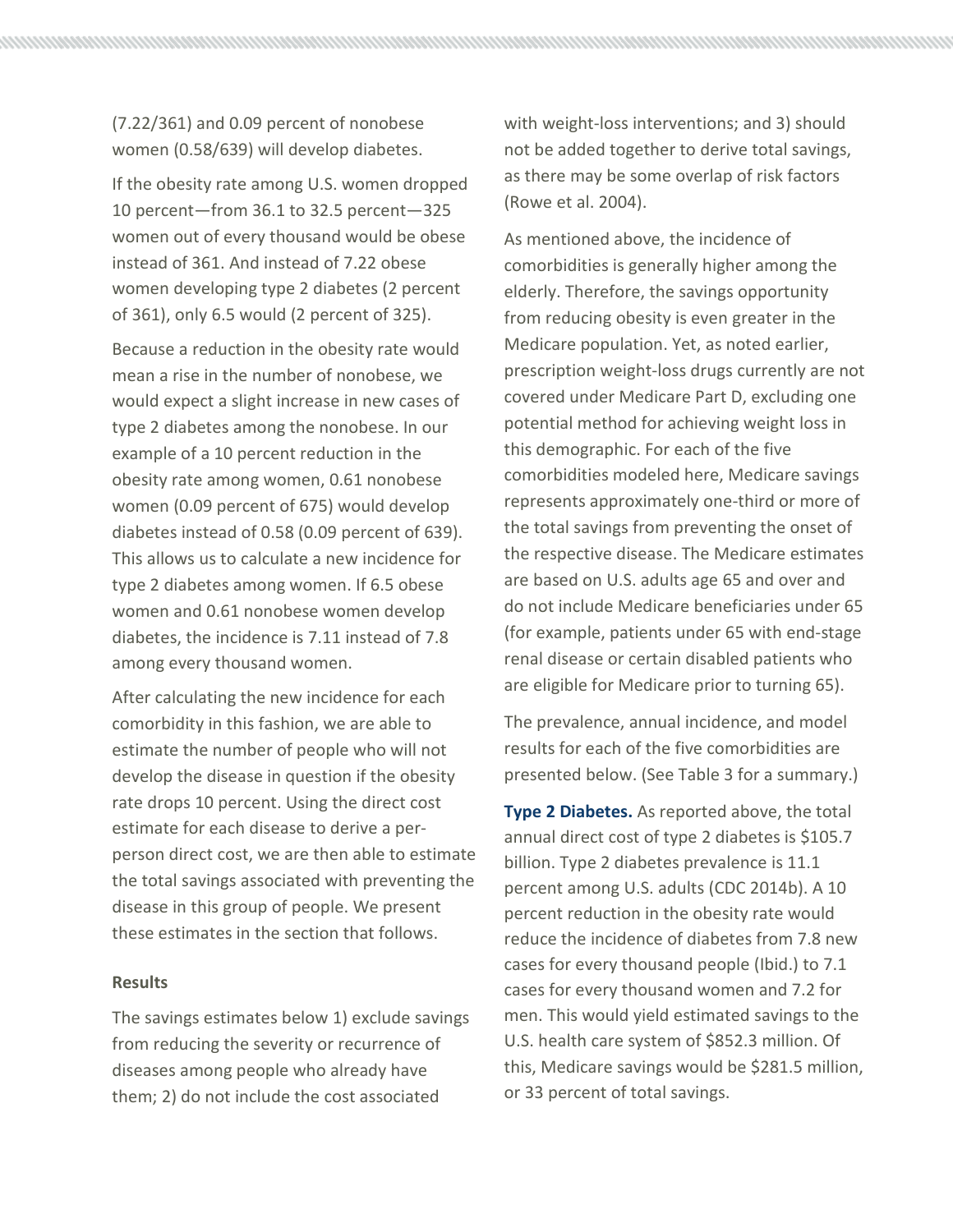(7.22/361) and 0.09 percent of nonobese women (0.58/639) will develop diabetes.

If the obesity rate among U.S. women dropped 10 percent—from 36.1 to 32.5 percent—325 women out of every thousand would be obese instead of 361. And instead of 7.22 obese women developing type 2 diabetes (2 percent of 361), only 6.5 would (2 percent of 325).

Because a reduction in the obesity rate would mean a rise in the number of nonobese, we would expect a slight increase in new cases of type 2 diabetes among the nonobese. In our example of a 10 percent reduction in the obesity rate among women, 0.61 nonobese women (0.09 percent of 675) would develop diabetes instead of 0.58 (0.09 percent of 639). This allows us to calculate a new incidence for type 2 diabetes among women. If 6.5 obese women and 0.61 nonobese women develop diabetes, the incidence is 7.11 instead of 7.8 among every thousand women.

After calculating the new incidence for each comorbidity in this fashion, we are able to estimate the number of people who will not develop the disease in question if the obesity rate drops 10 percent. Using the direct cost estimate for each disease to derive a per-person direct cost, we are then able to estimate the total savings associated with preventing the disease in this group of people. We present these estimates in the section that follows.

### Results

The savings estimates below 1) exclude savings from reducing the severity or recurrence of diseases among people who already have them; 2) do not include the cost associated with weight-loss interventions; and 3) should not be added together to derive total savings, as there may be some overlap of risk factors (Rowe et al. 2004).

As mentioned above, the incidence of comorbidities is generally higher among the elderly. Therefore, the savings opportunity from reducing obesity is even greater in the Medicare population. Yet, as noted earlier, prescription weight-loss drugs currently are not covered under Medicare Part D, excluding one potential method for achieving weight loss in this demographic. For each of the five comorbidities modeled here, Medicare savings represents approximately one-third or more of the total savings from preventing the onset of the respective disease. The Medicare estimates are based on U.S. adults age 65 and over and do not include Medicare beneficiaries under 65 (for example, patients under 65 with end-stage renal disease or certain disabled patients who are eligible for Medicare prior to turning 65).

The prevalence, annual incidence, and model results for each of the five comorbidities are presented below. (See Table 3 for a summary.)

**Type 2 Diabetes.** As reported above, the total annual direct cost of type 2 diabetes is $105.7 billion. Type 2 diabetes prevalence is 11.1 percent among U.S. adults (CDC 2014b). A 10 percent reduction in the obesity rate would reduce the incidence of diabetes from 7.8 new cases for every thousand people (Ibid.) to 7.1 cases for every thousand women and 7.2 for men. This would yield estimated savings to the U.S. health care system of $852.3 million. Of this, Medicare savings would be $281.5 million, or 33 percent of total savings.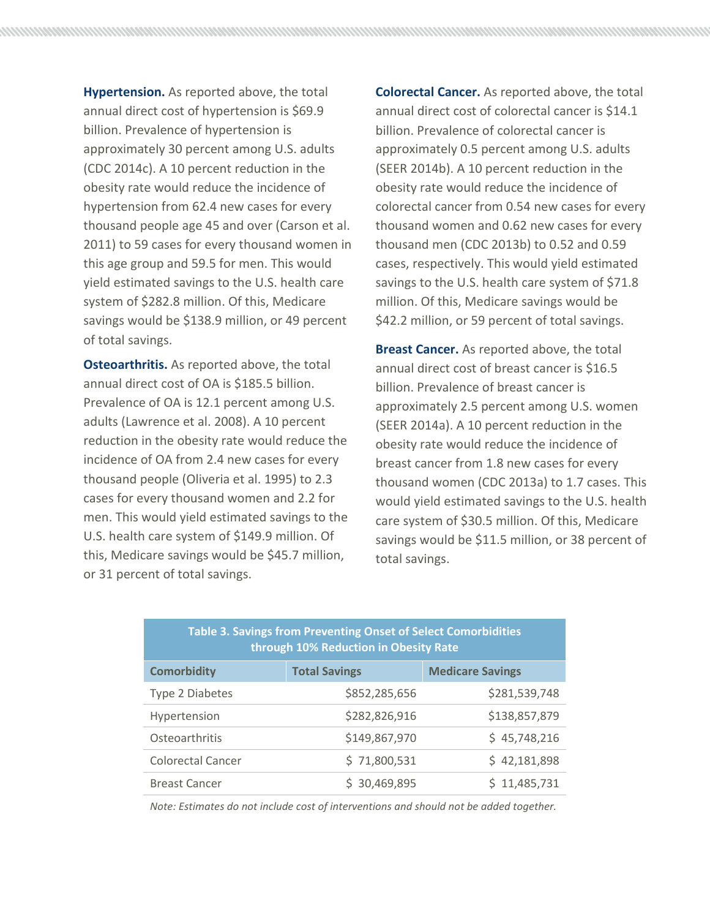**Hypertension.** As reported above, the total annual direct cost of hypertension is $69.9 billion. Prevalence of hypertension is approximately 30 percent among U.S. adults (CDC 2014c). A 10 percent reduction in the obesity rate would reduce the incidence of hypertension from 62.4 new cases for every thousand people age 45 and over (Carson et al. 2011) to 59 cases for every thousand women in this age group and 59.5 for men. This would yield estimated savings to the U.S. health care system of $282.8 million. Of this, Medicare savings would be $138.9 million, or 49 percent of total savings.

**Osteoarthritis.** As reported above, the total annual direct cost of OA is $185.5 billion. Prevalence of OA is 12.1 percent among U.S. adults (Lawrence et al. 2008). A 10 percent reduction in the obesity rate would reduce the incidence of OA from 2.4 new cases for every thousand people (Oliveria et al. 1995) to 2.3 cases for every thousand women and 2.2 for men. This would yield estimated savings to the U.S. health care system of $149.9 million. Of this, Medicare savings would be $45.7 million, or 31 percent of total savings.

**Colorectal Cancer.** As reported above, the total annual direct cost of colorectal cancer is $14.1 billion. Prevalence of colorectal cancer is approximately 0.5 percent among U.S. adults (SEER 2014b). A 10 percent reduction in the obesity rate would reduce the incidence of colorectal cancer from 0.54 new cases for every thousand women and 0.62 new cases for every thousand men (CDC 2013b) to 0.52 and 0.59 cases, respectively. This would yield estimated savings to the U.S. health care system of $71.8 million. Of this, Medicare savings would be $42.2 million, or 59 percent of total savings.

**Breast Cancer.** As reported above, the total annual direct cost of breast cancer is $16.5 billion. Prevalence of breast cancer is approximately 2.5 percent among U.S. women (SEER 2014a). A 10 percent reduction in the obesity rate would reduce the incidence of breast cancer from 1.8 new cases for every thousand women (CDC 2013a) to 1.7 cases. This would yield estimated savings to the U.S. health care system of $30.5 million. Of this, Medicare savings would be $11.5 million, or 38 percent of total savings.

**Table 3. Savings from Preventing Onset of Select Comorbidities through 10% Reduction in Obesity Rate**

| Comorbidity | Total Savings | Medicare Savings |
|---|---:|---:|
| Type 2 Diabetes | $852,285,656 | $281,539,748 |
| Hypertension | $282,826,916 | $138,857,879 |
| Osteoarthritis | $149,867,970 | $ 45,748,216 |
| Colorectal Cancer | $ 71,800,531 | $ 42,181,898 |
| Breast Cancer | $ 30,469,895 | $ 11,485,731 |

*Note: Estimates do not include cost of interventions and should not be added together.*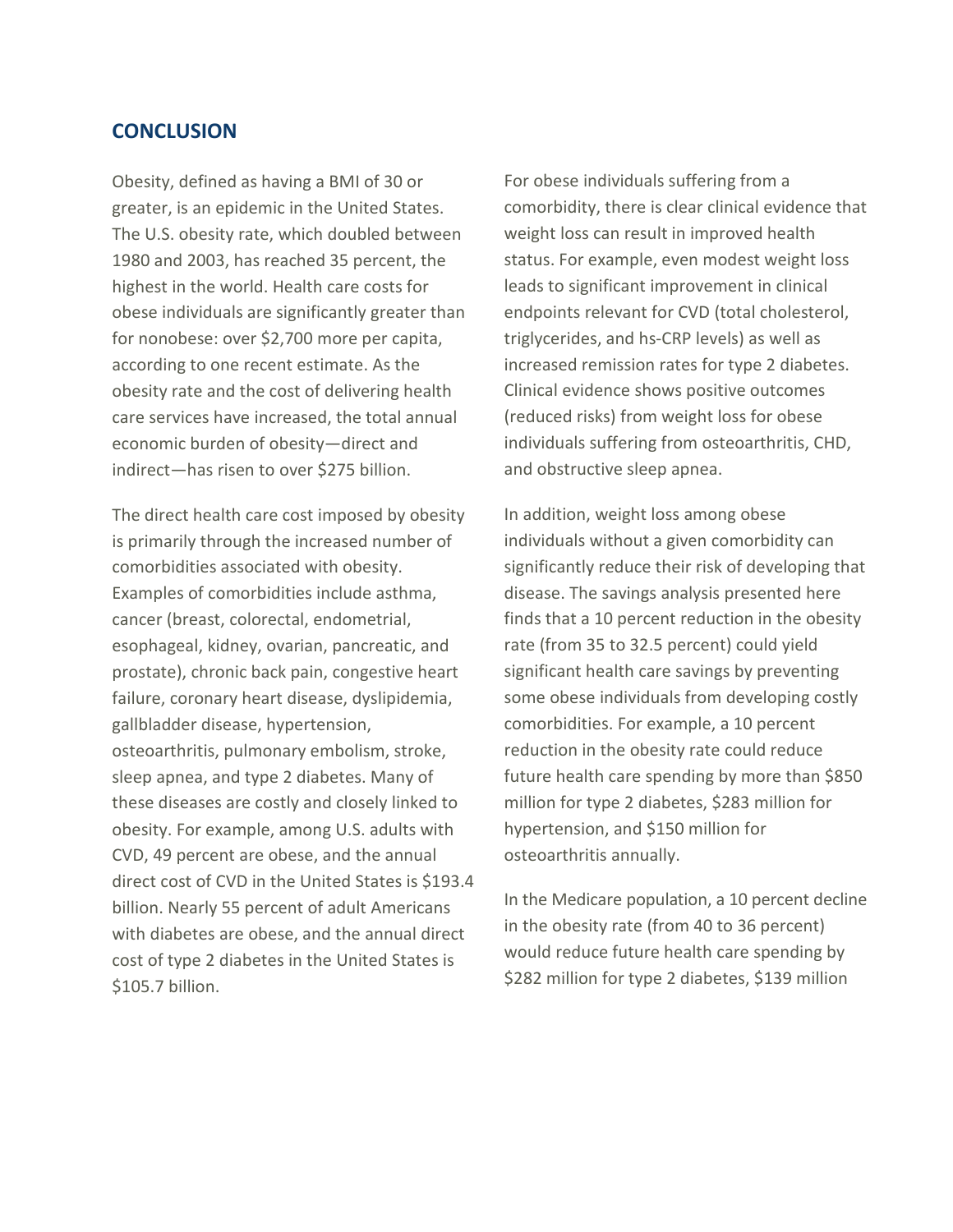## CONCLUSION

Obesity, defined as having a BMI of 30 or greater, is an epidemic in the United States. The U.S. obesity rate, which doubled between 1980 and 2003, has reached 35 percent, the highest in the world. Health care costs for obese individuals are significantly greater than for nonobese: over $2,700 more per capita, according to one recent estimate. As the obesity rate and the cost of delivering health care services have increased, the total annual economic burden of obesity—direct and indirect—has risen to over $275 billion.

The direct health care cost imposed by obesity is primarily through the increased number of comorbidities associated with obesity. Examples of comorbidities include asthma, cancer (breast, colorectal, endometrial, esophageal, kidney, ovarian, pancreatic, and prostate), chronic back pain, congestive heart failure, coronary heart disease, dyslipidemia, gallbladder disease, hypertension, osteoarthritis, pulmonary embolism, stroke, sleep apnea, and type 2 diabetes. Many of these diseases are costly and closely linked to obesity. For example, among U.S. adults with CVD, 49 percent are obese, and the annual direct cost of CVD in the United States is $193.4 billion. Nearly 55 percent of adult Americans with diabetes are obese, and the annual direct cost of type 2 diabetes in the United States is $105.7 billion.

For obese individuals suffering from a comorbidity, there is clear clinical evidence that weight loss can result in improved health status. For example, even modest weight loss leads to significant improvement in clinical endpoints relevant for CVD (total cholesterol, triglycerides, and hs-CRP levels) as well as increased remission rates for type 2 diabetes. Clinical evidence shows positive outcomes (reduced risks) from weight loss for obese individuals suffering from osteoarthritis, CHD, and obstructive sleep apnea.

In addition, weight loss among obese individuals without a given comorbidity can significantly reduce their risk of developing that disease. The savings analysis presented here finds that a 10 percent reduction in the obesity rate (from 35 to 32.5 percent) could yield significant health care savings by preventing some obese individuals from developing costly comorbidities. For example, a 10 percent reduction in the obesity rate could reduce future health care spending by more than $850 million for type 2 diabetes, $283 million for hypertension, and $150 million for osteoarthritis annually.

In the Medicare population, a 10 percent decline in the obesity rate (from 40 to 36 percent) would reduce future health care spending by $282 million for type 2 diabetes, $139 million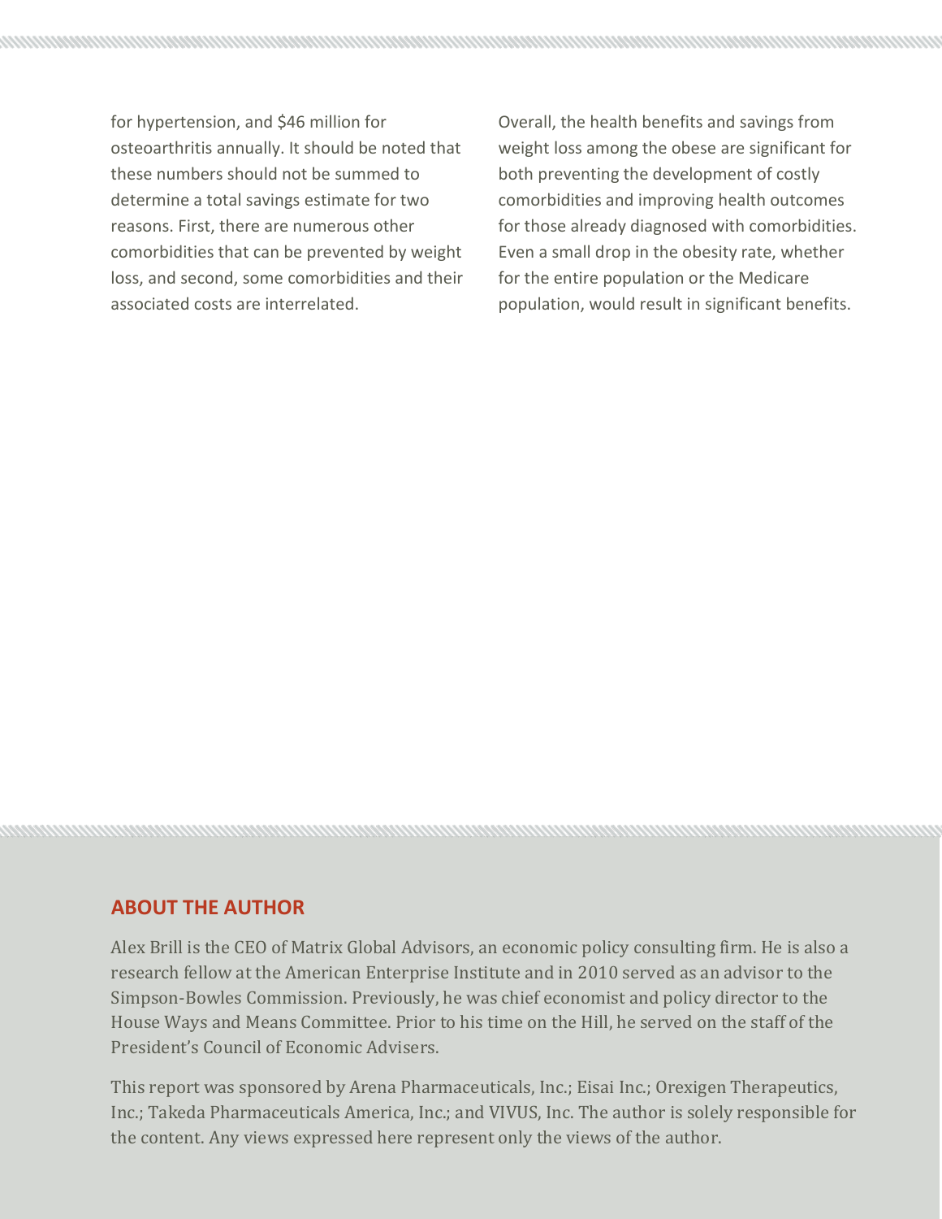for hypertension, and $46 million for osteoarthritis annually. It should be noted that these numbers should not be summed to determine a total savings estimate for two reasons. First, there are numerous other comorbidities that can be prevented by weight loss, and second, some comorbidities and their associated costs are interrelated.

Overall, the health benefits and savings from weight loss among the obese are significant for both preventing the development of costly comorbidities and improving health outcomes for those already diagnosed with comorbidities. Even a small drop in the obesity rate, whether for the entire population or the Medicare population, would result in significant benefits.

## ABOUT THE AUTHOR

Alex Brill is the CEO of Matrix Global Advisors, an economic policy consulting firm. He is also a research fellow at the American Enterprise Institute and in 2010 served as an advisor to the Simpson-Bowles Commission. Previously, he was chief economist and policy director to the House Ways and Means Committee. Prior to his time on the Hill, he served on the staff of the President's Council of Economic Advisers.

This report was sponsored by Arena Pharmaceuticals, Inc.; Eisai Inc.; Orexigen Therapeutics, Inc.; Takeda Pharmaceuticals America, Inc.; and VIVUS, Inc. The author is solely responsible for the content. Any views expressed here represent only the views of the author.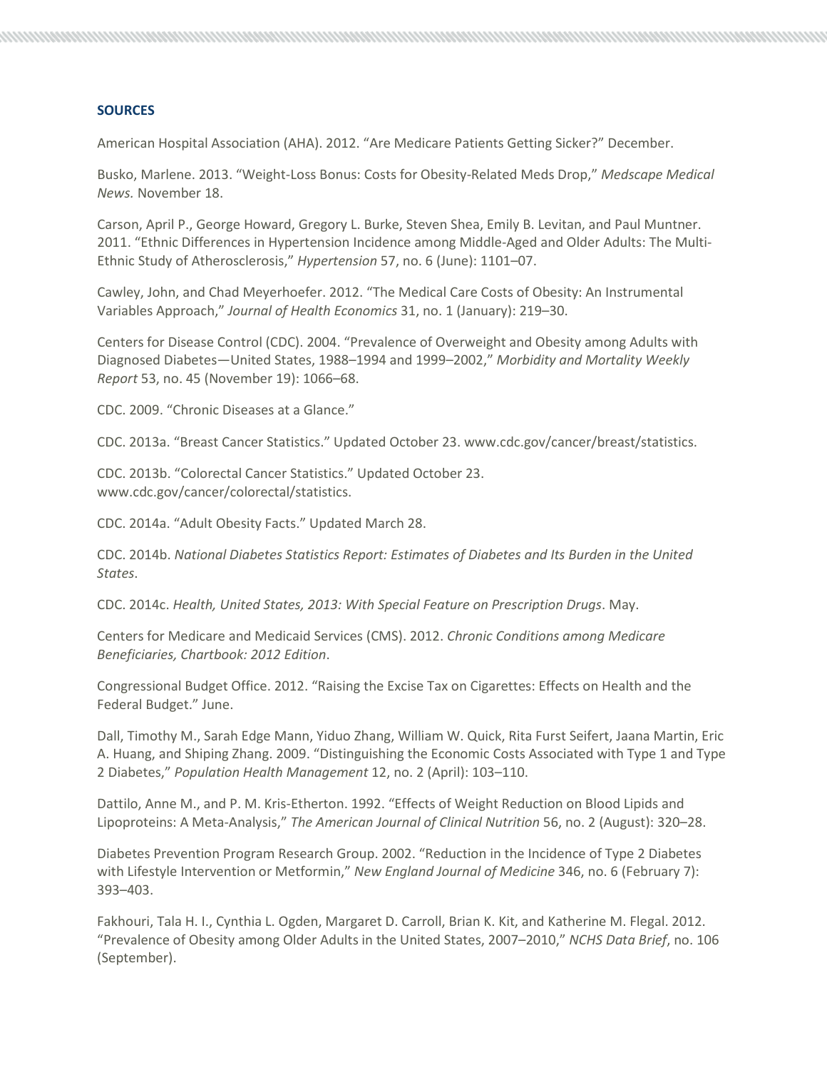## SOURCES

American Hospital Association (AHA). 2012. “Are Medicare Patients Getting Sicker?” December.

Busko, Marlene. 2013. “Weight-Loss Bonus: Costs for Obesity-Related Meds Drop,” *Medscape Medical News.* November 18.

Carson, April P., George Howard, Gregory L. Burke, Steven Shea, Emily B. Levitan, and Paul Muntner. 2011. “Ethnic Differences in Hypertension Incidence among Middle-Aged and Older Adults: The Multi-Ethnic Study of Atherosclerosis,” *Hypertension* 57, no. 6 (June): 1101–07.

Cawley, John, and Chad Meyerhoefer. 2012. “The Medical Care Costs of Obesity: An Instrumental Variables Approach,” *Journal of Health Economics* 31, no. 1 (January): 219–30.

Centers for Disease Control (CDC). 2004. “Prevalence of Overweight and Obesity among Adults with Diagnosed Diabetes—United States, 1988–1994 and 1999–2002,” *Morbidity and Mortality Weekly Report* 53, no. 45 (November 19): 1066–68.

CDC. 2009. “Chronic Diseases at a Glance.”

CDC. 2013a. “Breast Cancer Statistics.” Updated October 23. www.cdc.gov/cancer/breast/statistics.

CDC. 2013b. “Colorectal Cancer Statistics.” Updated October 23. www.cdc.gov/cancer/colorectal/statistics.

CDC. 2014a. “Adult Obesity Facts.” Updated March 28.

CDC. 2014b. *National Diabetes Statistics Report: Estimates of Diabetes and Its Burden in the United States*.

CDC. 2014c. *Health, United States, 2013: With Special Feature on Prescription Drugs*. May.

Centers for Medicare and Medicaid Services (CMS). 2012. *Chronic Conditions among Medicare Beneficiaries, Chartbook: 2012 Edition*.

Congressional Budget Office. 2012. “Raising the Excise Tax on Cigarettes: Effects on Health and the Federal Budget.” June.

Dall, Timothy M., Sarah Edge Mann, Yiduo Zhang, William W. Quick, Rita Furst Seifert, Jaana Martin, Eric A. Huang, and Shiping Zhang. 2009. “Distinguishing the Economic Costs Associated with Type 1 and Type 2 Diabetes,” *Population Health Management* 12, no. 2 (April): 103–110.

Dattilo, Anne M., and P. M. Kris-Etherton. 1992. “Effects of Weight Reduction on Blood Lipids and Lipoproteins: A Meta-Analysis,” *The American Journal of Clinical Nutrition* 56, no. 2 (August): 320–28.

Diabetes Prevention Program Research Group. 2002. “Reduction in the Incidence of Type 2 Diabetes with Lifestyle Intervention or Metformin,” *New England Journal of Medicine* 346, no. 6 (February 7): 393–403.

Fakhouri, Tala H. I., Cynthia L. Ogden, Margaret D. Carroll, Brian K. Kit, and Katherine M. Flegal. 2012. “Prevalence of Obesity among Older Adults in the United States, 2007–2010,” *NCHS Data Brief*, no. 106 (September).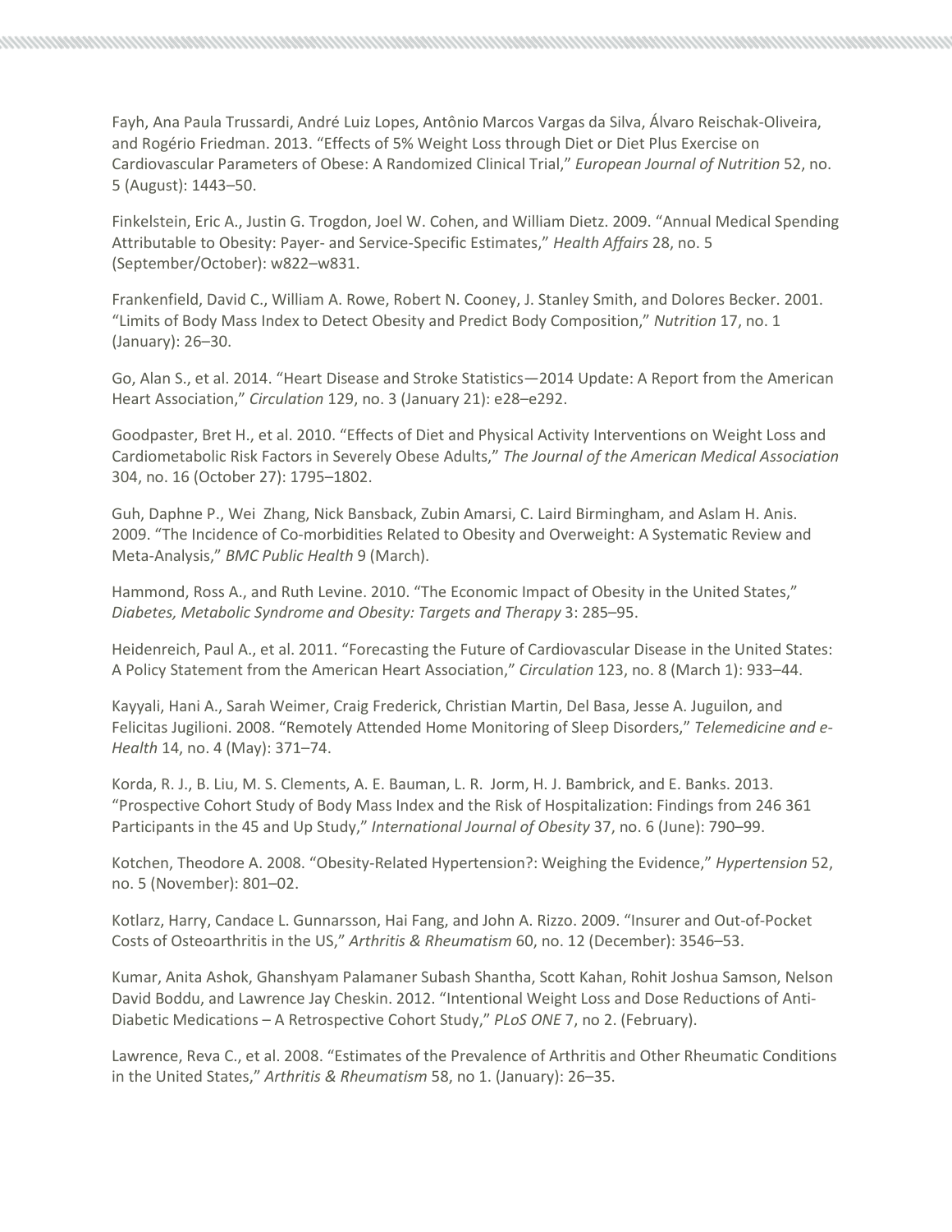Fayh, Ana Paula Trussardi, André Luiz Lopes, Antônio Marcos Vargas da Silva, Álvaro Reischak-Oliveira, and Rogério Friedman. 2013. “Effects of 5% Weight Loss through Diet or Diet Plus Exercise on Cardiovascular Parameters of Obese: A Randomized Clinical Trial,” *European Journal of Nutrition* 52, no. 5 (August): 1443–50.

Finkelstein, Eric A., Justin G. Trogdon, Joel W. Cohen, and William Dietz. 2009. “Annual Medical Spending Attributable to Obesity: Payer- and Service-Specific Estimates,” *Health Affairs* 28, no. 5 (September/October): w822–w831.

Frankenfield, David C., William A. Rowe, Robert N. Cooney, J. Stanley Smith, and Dolores Becker. 2001. “Limits of Body Mass Index to Detect Obesity and Predict Body Composition,” *Nutrition* 17, no. 1 (January): 26–30.

Go, Alan S., et al. 2014. “Heart Disease and Stroke Statistics—2014 Update: A Report from the American Heart Association,” *Circulation* 129, no. 3 (January 21): e28–e292.

Goodpaster, Bret H., et al. 2010. “Effects of Diet and Physical Activity Interventions on Weight Loss and Cardiometabolic Risk Factors in Severely Obese Adults,” *The Journal of the American Medical Association* 304, no. 16 (October 27): 1795–1802.

Guh, Daphne P., Wei Zhang, Nick Bansback, Zubin Amarsi, C. Laird Birmingham, and Aslam H. Anis. 2009. “The Incidence of Co-morbidities Related to Obesity and Overweight: A Systematic Review and Meta-Analysis,” *BMC Public Health* 9 (March).

Hammond, Ross A., and Ruth Levine. 2010. “The Economic Impact of Obesity in the United States,” *Diabetes, Metabolic Syndrome and Obesity: Targets and Therapy* 3: 285–95.

Heidenreich, Paul A., et al. 2011. “Forecasting the Future of Cardiovascular Disease in the United States: A Policy Statement from the American Heart Association,” *Circulation* 123, no. 8 (March 1): 933–44.

Kayyali, Hani A., Sarah Weimer, Craig Frederick, Christian Martin, Del Basa, Jesse A. Juguilon, and Felicitas Jugilioni. 2008. “Remotely Attended Home Monitoring of Sleep Disorders,” *Telemedicine and e-Health* 14, no. 4 (May): 371–74.

Korda, R. J., B. Liu, M. S. Clements, A. E. Bauman, L. R. Jorm, H. J. Bambrick, and E. Banks. 2013. “Prospective Cohort Study of Body Mass Index and the Risk of Hospitalization: Findings from 246 361 Participants in the 45 and Up Study,” *International Journal of Obesity* 37, no. 6 (June): 790–99.

Kotchen, Theodore A. 2008. “Obesity-Related Hypertension?: Weighing the Evidence,” *Hypertension* 52, no. 5 (November): 801–02.

Kotlarz, Harry, Candace L. Gunnarsson, Hai Fang, and John A. Rizzo. 2009. “Insurer and Out-of-Pocket Costs of Osteoarthritis in the US,” *Arthritis & Rheumatism* 60, no. 12 (December): 3546–53.

Kumar, Anita Ashok, Ghanshyam Palamaner Subash Shantha, Scott Kahan, Rohit Joshua Samson, Nelson David Boddu, and Lawrence Jay Cheskin. 2012. “Intentional Weight Loss and Dose Reductions of Anti-Diabetic Medications – A Retrospective Cohort Study,” *PLoS ONE* 7, no 2. (February).

Lawrence, Reva C., et al. 2008. “Estimates of the Prevalence of Arthritis and Other Rheumatic Conditions in the United States,” *Arthritis & Rheumatism* 58, no 1. (January): 26–35.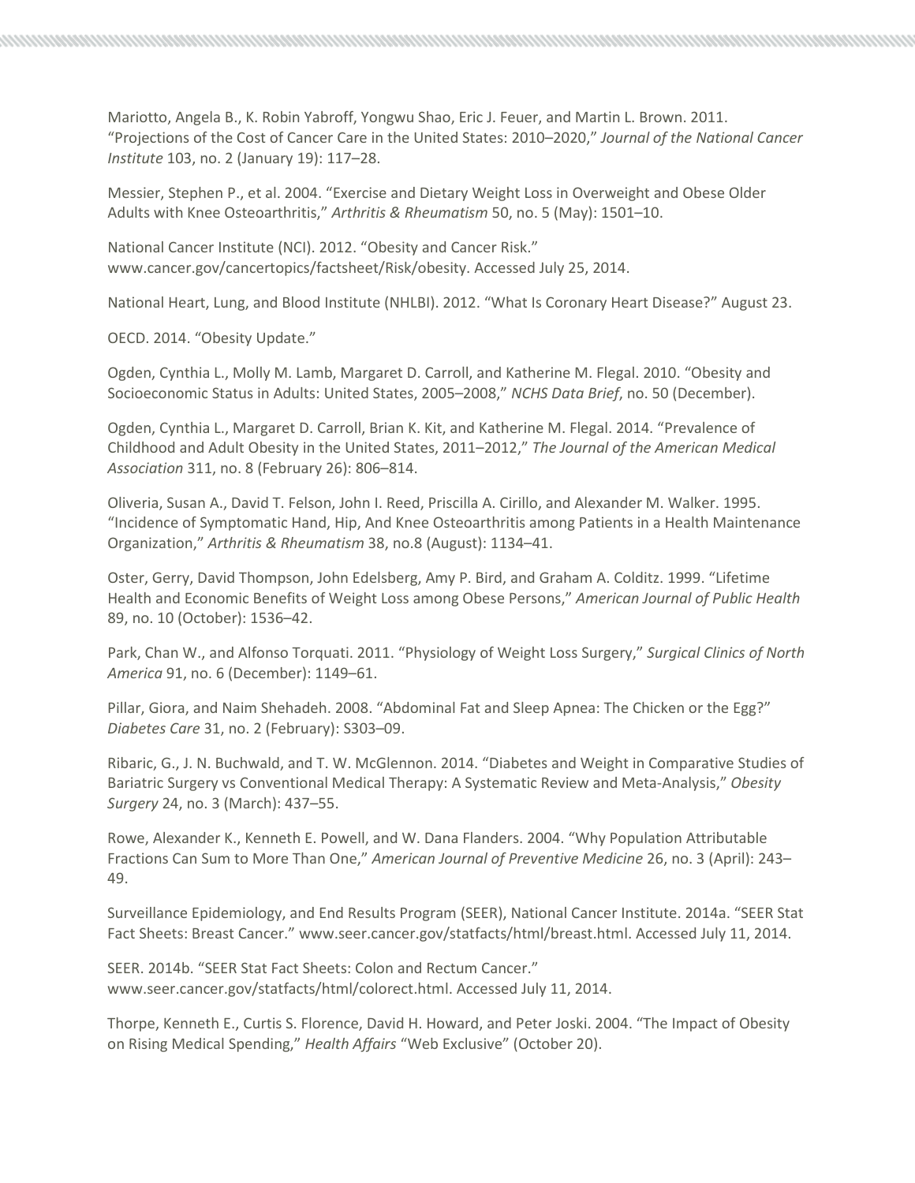Mariotto, Angela B., K. Robin Yabroff, Yongwu Shao, Eric J. Feuer, and Martin L. Brown. 2011. "Projections of the Cost of Cancer Care in the United States: 2010–2020," *Journal of the National Cancer Institute* 103, no. 2 (January 19): 117–28.

Messier, Stephen P., et al. 2004. "Exercise and Dietary Weight Loss in Overweight and Obese Older Adults with Knee Osteoarthritis," *Arthritis & Rheumatism* 50, no. 5 (May): 1501–10.

National Cancer Institute (NCI). 2012. "Obesity and Cancer Risk." www.cancer.gov/cancertopics/factsheet/Risk/obesity. Accessed July 25, 2014.

National Heart, Lung, and Blood Institute (NHLBI). 2012. "What Is Coronary Heart Disease?" August 23.

OECD. 2014. "Obesity Update."

Ogden, Cynthia L., Molly M. Lamb, Margaret D. Carroll, and Katherine M. Flegal. 2010. "Obesity and Socioeconomic Status in Adults: United States, 2005–2008," *NCHS Data Brief*, no. 50 (December).

Ogden, Cynthia L., Margaret D. Carroll, Brian K. Kit, and Katherine M. Flegal. 2014. "Prevalence of Childhood and Adult Obesity in the United States, 2011–2012," *The Journal of the American Medical Association* 311, no. 8 (February 26): 806–814.

Oliveria, Susan A., David T. Felson, John I. Reed, Priscilla A. Cirillo, and Alexander M. Walker. 1995. "Incidence of Symptomatic Hand, Hip, And Knee Osteoarthritis among Patients in a Health Maintenance Organization," *Arthritis & Rheumatism* 38, no.8 (August): 1134–41.

Oster, Gerry, David Thompson, John Edelsberg, Amy P. Bird, and Graham A. Colditz. 1999. "Lifetime Health and Economic Benefits of Weight Loss among Obese Persons," *American Journal of Public Health* 89, no. 10 (October): 1536–42.

Park, Chan W., and Alfonso Torquati. 2011. "Physiology of Weight Loss Surgery," *Surgical Clinics of North America* 91, no. 6 (December): 1149–61.

Pillar, Giora, and Naim Shehadeh. 2008. "Abdominal Fat and Sleep Apnea: The Chicken or the Egg?" *Diabetes Care* 31, no. 2 (February): S303–09.

Ribaric, G., J. N. Buchwald, and T. W. McGlennon. 2014. "Diabetes and Weight in Comparative Studies of Bariatric Surgery vs Conventional Medical Therapy: A Systematic Review and Meta-Analysis," *Obesity Surgery* 24, no. 3 (March): 437–55.

Rowe, Alexander K., Kenneth E. Powell, and W. Dana Flanders. 2004. "Why Population Attributable Fractions Can Sum to More Than One," *American Journal of Preventive Medicine* 26, no. 3 (April): 243–49.

Surveillance Epidemiology, and End Results Program (SEER), National Cancer Institute. 2014a. "SEER Stat Fact Sheets: Breast Cancer." www.seer.cancer.gov/statfacts/html/breast.html. Accessed July 11, 2014.

SEER. 2014b. "SEER Stat Fact Sheets: Colon and Rectum Cancer." www.seer.cancer.gov/statfacts/html/colorect.html. Accessed July 11, 2014.

Thorpe, Kenneth E., Curtis S. Florence, David H. Howard, and Peter Joski. 2004. "The Impact of Obesity on Rising Medical Spending," *Health Affairs* "Web Exclusive" (October 20).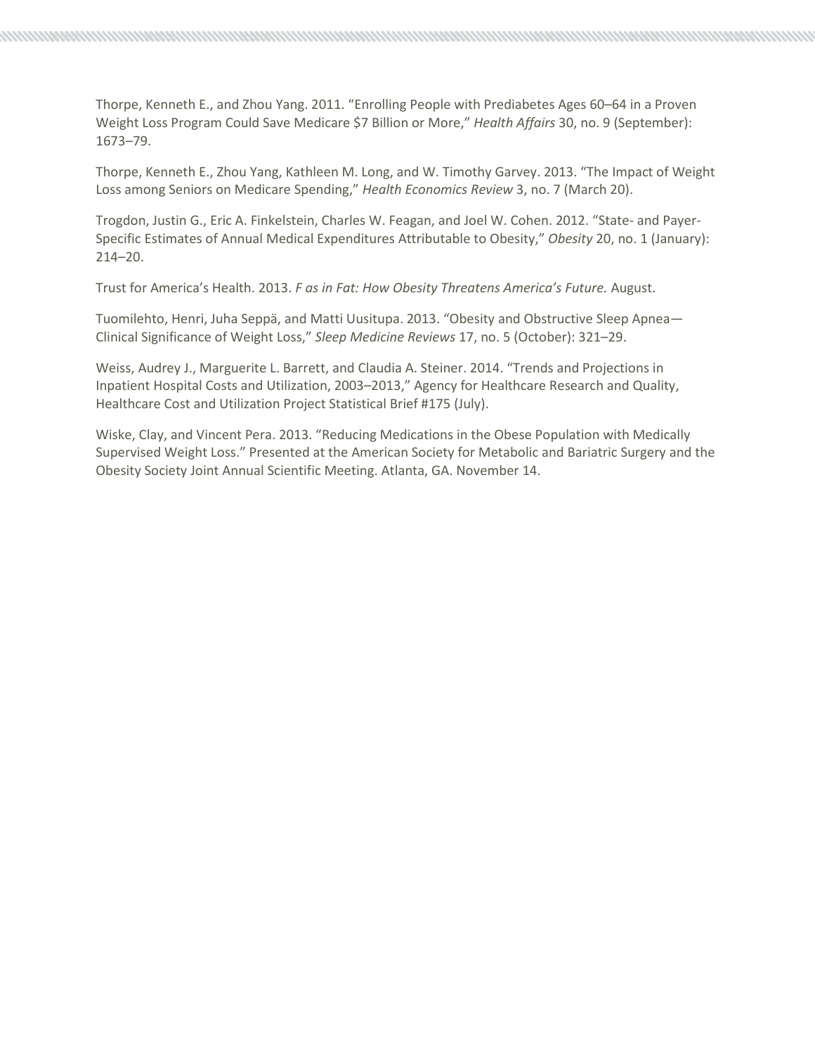Thorpe, Kenneth E., and Zhou Yang. 2011. "Enrolling People with Prediabetes Ages 60–64 in a Proven Weight Loss Program Could Save Medicare $7 Billion or More," *Health Affairs* 30, no. 9 (September): 1673–79.

Thorpe, Kenneth E., Zhou Yang, Kathleen M. Long, and W. Timothy Garvey. 2013. "The Impact of Weight Loss among Seniors on Medicare Spending," *Health Economics Review* 3, no. 7 (March 20).

Trogdon, Justin G., Eric A. Finkelstein, Charles W. Feagan, and Joel W. Cohen. 2012. "State- and Payer-Specific Estimates of Annual Medical Expenditures Attributable to Obesity," *Obesity* 20, no. 1 (January): 214–20.

Trust for America's Health. 2013. *F as in Fat: How Obesity Threatens America's Future.* August.

Tuomilehto, Henri, Juha Seppä, and Matti Uusitupa. 2013. "Obesity and Obstructive Sleep Apnea—Clinical Significance of Weight Loss," *Sleep Medicine Reviews* 17, no. 5 (October): 321–29.

Weiss, Audrey J., Marguerite L. Barrett, and Claudia A. Steiner. 2014. "Trends and Projections in Inpatient Hospital Costs and Utilization, 2003–2013," Agency for Healthcare Research and Quality, Healthcare Cost and Utilization Project Statistical Brief #175 (July).

Wiske, Clay, and Vincent Pera. 2013. "Reducing Medications in the Obese Population with Medically Supervised Weight Loss." Presented at the American Society for Metabolic and Bariatric Surgery and the Obesity Society Joint Annual Scientific Meeting. Atlanta, GA. November 14.